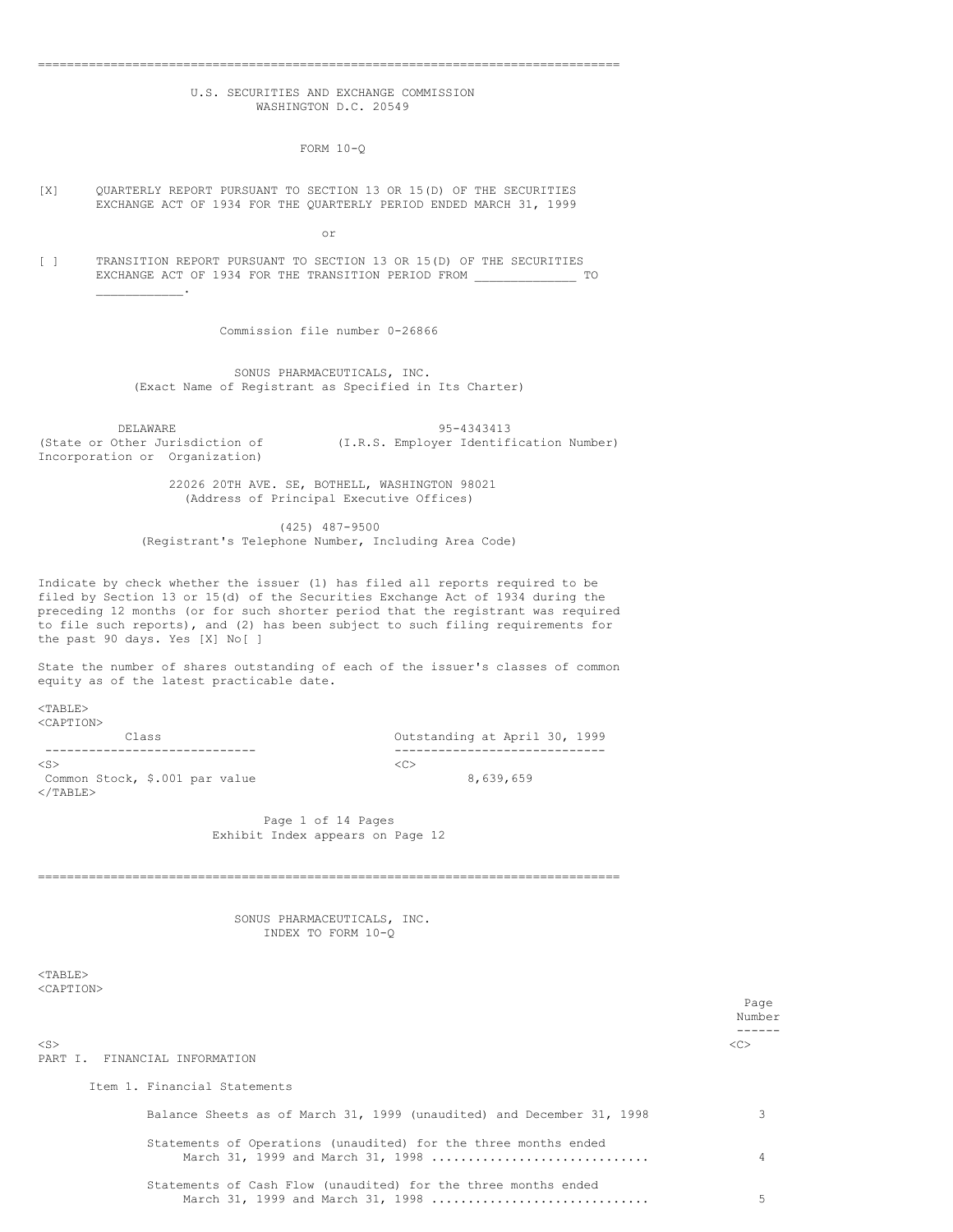U.S. SECURITIES AND EXCHANGE COMMISSION
WASHINGTON D.C. 20549

FORM 10-Q

[X] QUARTERLY REPORT PURSUANT TO SECTION 13 OR 15(D) OF THE SECURITIES EXCHANGE ACT OF 1934 FOR THE QUARTERLY PERIOD ENDED MARCH 31, 1999

or

[ ] TRANSITION REPORT PURSUANT TO SECTION 13 OR 15(D) OF THE SECURITIES EXCHANGE ACT OF 1934 FOR THE TRANSITION PERIOD FROM _____________ TO ___________.

Commission file number 0-26866

SONUS PHARMACEUTICALS, INC.
(Exact Name of Registrant as Specified in Its Charter)

| DELAWARE | 95-4343413 |
|---|---|
| (State or Other Jurisdiction of Incorporation or Organization) | (I.R.S. Employer Identification Number) |

22026 20TH AVE. SE, BOTHELL, WASHINGTON 98021
(Address of Principal Executive Offices)

(425) 487-9500
(Registrant's Telephone Number, Including Area Code)

Indicate by check whether the issuer (1) has filed all reports required to be filed by Section 13 or 15(d) of the Securities Exchange Act of 1934 during the preceding 12 months (or for such shorter period that the registrant was required to file such reports), and (2) has been subject to such filing requirements for the past 90 days. Yes [X] No[ ]

State the number of shares outstanding of each of the issuer's classes of common equity as of the latest practicable date.

| Class | Outstanding at April 30, 1999 |
|---|---|
| Common Stock, $.001 par value | 8,639,659 |

Page 1 of 14 Pages
Exhibit Index appears on Page 12

SONUS PHARMACEUTICALS, INC.
INDEX TO FORM 10-Q

| | Page Number |
|---|---|
| PART I. FINANCIAL INFORMATION | |
| Item 1. Financial Statements | |
| Balance Sheets as of March 31, 1999 (unaudited) and December 31, 1998 | 3 |
| Statements of Operations (unaudited) for the three months ended March 31, 1999 and March 31, 1998 .............................. | 4 |
| Statements of Cash Flow (unaudited) for the three months ended March 31, 1999 and March 31, 1998 .............................. | 5 |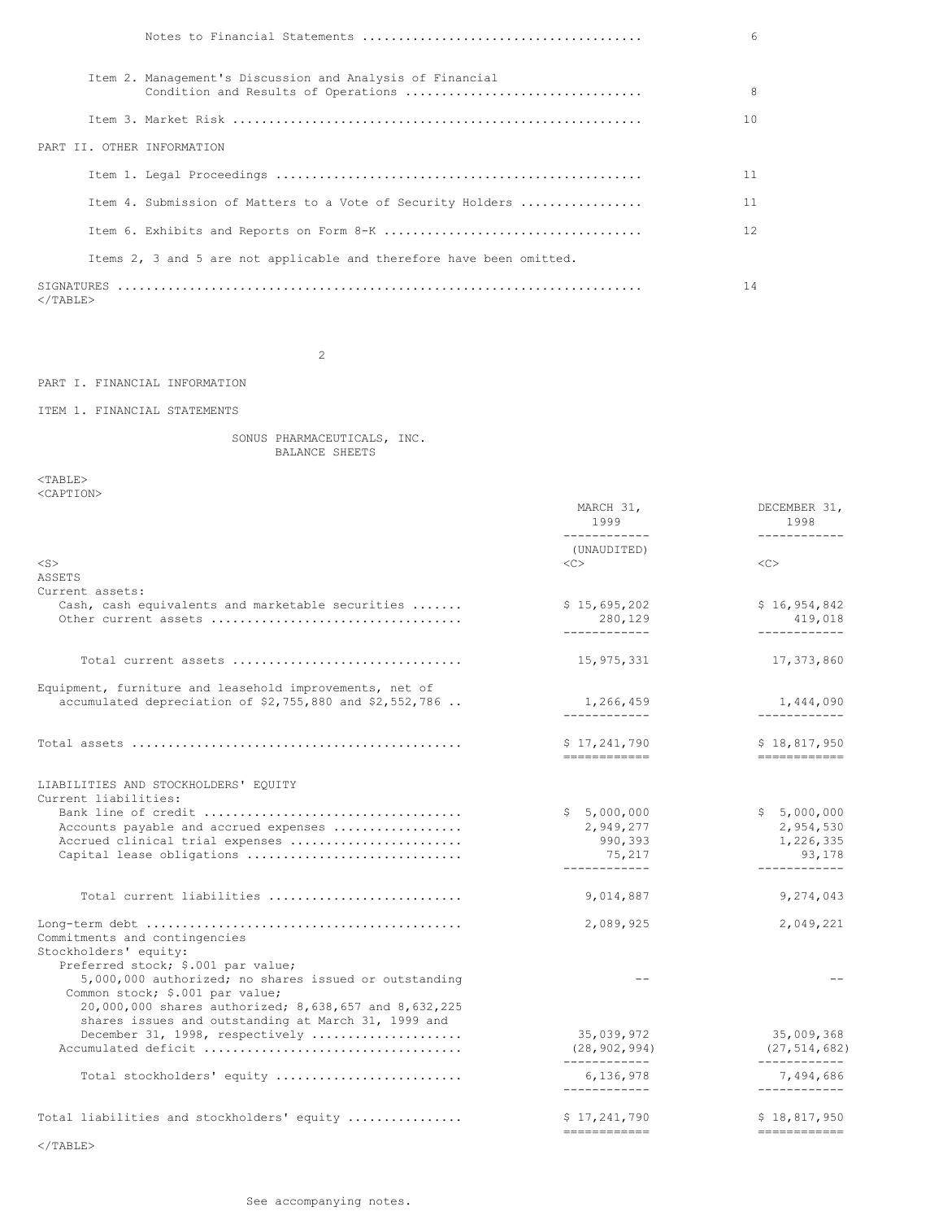| | |
|---|---|
| Notes to Financial Statements | 6 |
| Item 2. Management's Discussion and Analysis of Financial Condition and Results of Operations | 8 |
| Item 3. Market Risk | 10 |
| PART II. OTHER INFORMATION | |
| Item 1. Legal Proceedings | 11 |
| Item 4. Submission of Matters to a Vote of Security Holders | 11 |
| Item 6. Exhibits and Reports on Form 8-K | 12 |
| Items 2, 3 and 5 are not applicable and therefore have been omitted. | |
| SIGNATURES | 14 |

PART I. FINANCIAL INFORMATION

ITEM 1. FINANCIAL STATEMENTS

## SONUS PHARMACEUTICALS, INC.
## BALANCE SHEETS

| | MARCH 31, 1999 | DECEMBER 31, 1998 |
|---|---|---|
| | (UNAUDITED) | |
| **ASSETS** | | |
| Current assets: | | |
| Cash, cash equivalents and marketable securities | $ 15,695,202 | $ 16,954,842 |
| Other current assets | 280,129 | 419,018 |
| Total current assets | 15,975,331 | 17,373,860 |
| Equipment, furniture and leasehold improvements, net of accumulated depreciation of $2,755,880 and $2,552,786 | 1,266,459 | 1,444,090 |
| Total assets | $ 17,241,790 | $ 18,817,950 |
| **LIABILITIES AND STOCKHOLDERS' EQUITY** | | |
| Current liabilities: | | |
| Bank line of credit | $ 5,000,000 | $ 5,000,000 |
| Accounts payable and accrued expenses | 2,949,277 | 2,954,530 |
| Accrued clinical trial expenses | 990,393 | 1,226,335 |
| Capital lease obligations | 75,217 | 93,178 |
| Total current liabilities | 9,014,887 | 9,274,043 |
| Long-term debt | 2,089,925 | 2,049,221 |
| Commitments and contingencies | | |
| Stockholders' equity: | | |
| Preferred stock; $.001 par value; 5,000,000 authorized; no shares issued or outstanding | -- | -- |
| Common stock; $.001 par value; 20,000,000 shares authorized; 8,638,657 and 8,632,225 shares issues and outstanding at March 31, 1999 and December 31, 1998, respectively | 35,039,972 | 35,009,368 |
| Accumulated deficit | (28,902,994) | (27,514,682) |
| Total stockholders' equity | 6,136,978 | 7,494,686 |
| Total liabilities and stockholders' equity | $ 17,241,790 | $ 18,817,950 |

See accompanying notes.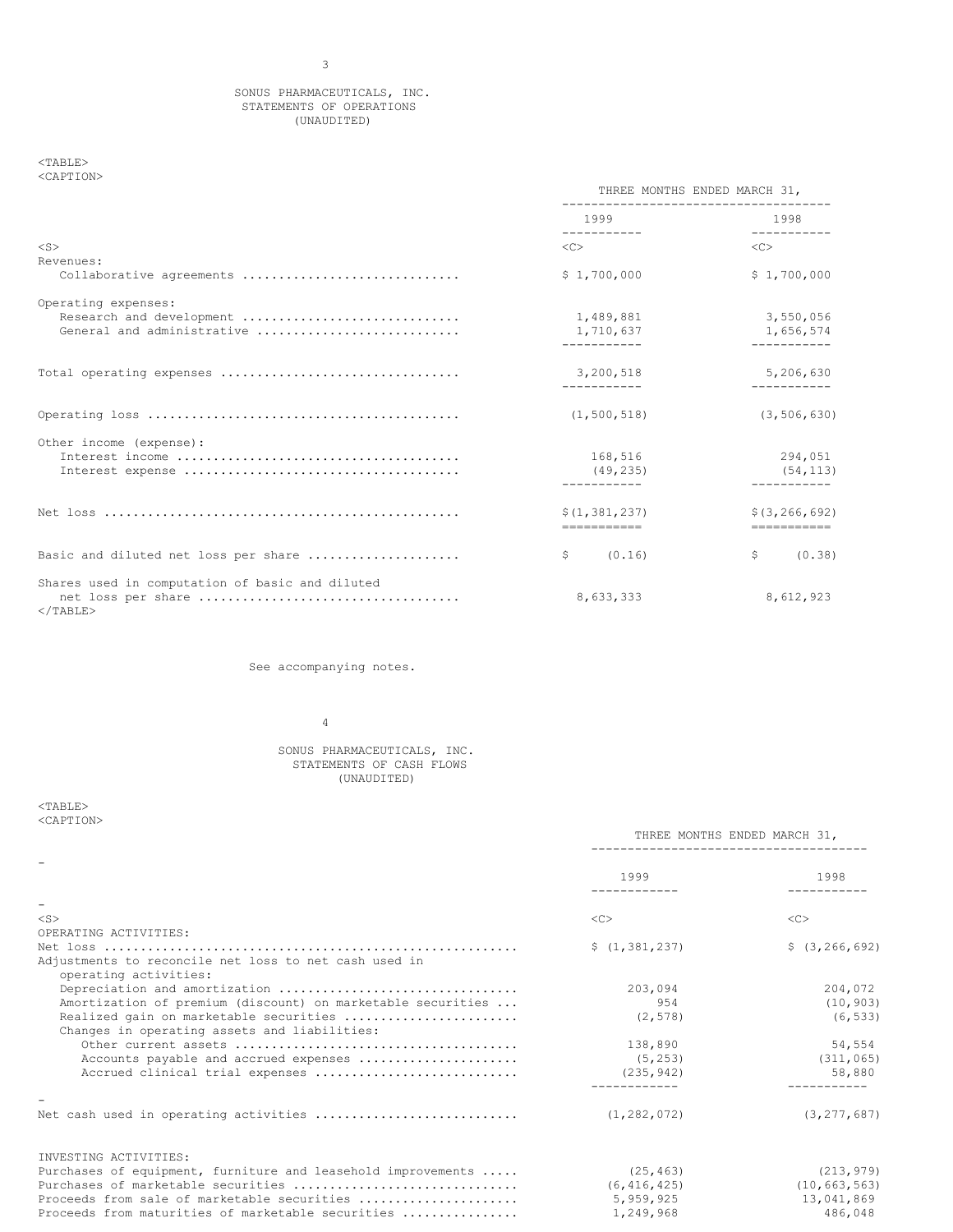SONUS PHARMACEUTICALS, INC.
STATEMENTS OF OPERATIONS
(UNAUDITED)

| | THREE MONTHS ENDED MARCH 31, | |
|---|---|---|
| | 1999 | 1998 |
| Revenues: | | |
| Collaborative agreements | $ 1,700,000 | $ 1,700,000 |
| Operating expenses: | | |
| Research and development | 1,489,881 | 3,550,056 |
| General and administrative | 1,710,637 | 1,656,574 |
| Total operating expenses | 3,200,518 | 5,206,630 |
| Operating loss | (1,500,518) | (3,506,630) |
| Other income (expense): | | |
| Interest income | 168,516 | 294,051 |
| Interest expense | (49,235) | (54,113) |
| Net loss | $(1,381,237) | $(3,266,692) |
| Basic and diluted net loss per share | $ (0.16) | $ (0.38) |
| Shares used in computation of basic and diluted net loss per share | 8,633,333 | 8,612,923 |

See accompanying notes.

SONUS PHARMACEUTICALS, INC.
STATEMENTS OF CASH FLOWS
(UNAUDITED)

| | THREE MONTHS ENDED MARCH 31, | |
|---|---|---|
| | 1999 | 1998 |
| OPERATING ACTIVITIES: | | |
| Net loss | $ (1,381,237) | $ (3,266,692) |
| Adjustments to reconcile net loss to net cash used in operating activities: | | |
| Depreciation and amortization | 203,094 | 204,072 |
| Amortization of premium (discount) on marketable securities | 954 | (10,903) |
| Realized gain on marketable securities | (2,578) | (6,533) |
| Changes in operating assets and liabilities: | | |
| Other current assets | 138,890 | 54,554 |
| Accounts payable and accrued expenses | (5,253) | (311,065) |
| Accrued clinical trial expenses | (235,942) | 58,880 |
| Net cash used in operating activities | (1,282,072) | (3,277,687) |
| INVESTING ACTIVITIES: | | |
| Purchases of equipment, furniture and leasehold improvements | (25,463) | (213,979) |
| Purchases of marketable securities | (6,416,425) | (10,663,563) |
| Proceeds from sale of marketable securities | 5,959,925 | 13,041,869 |
| Proceeds from maturities of marketable securities | 1,249,968 | 486,048 |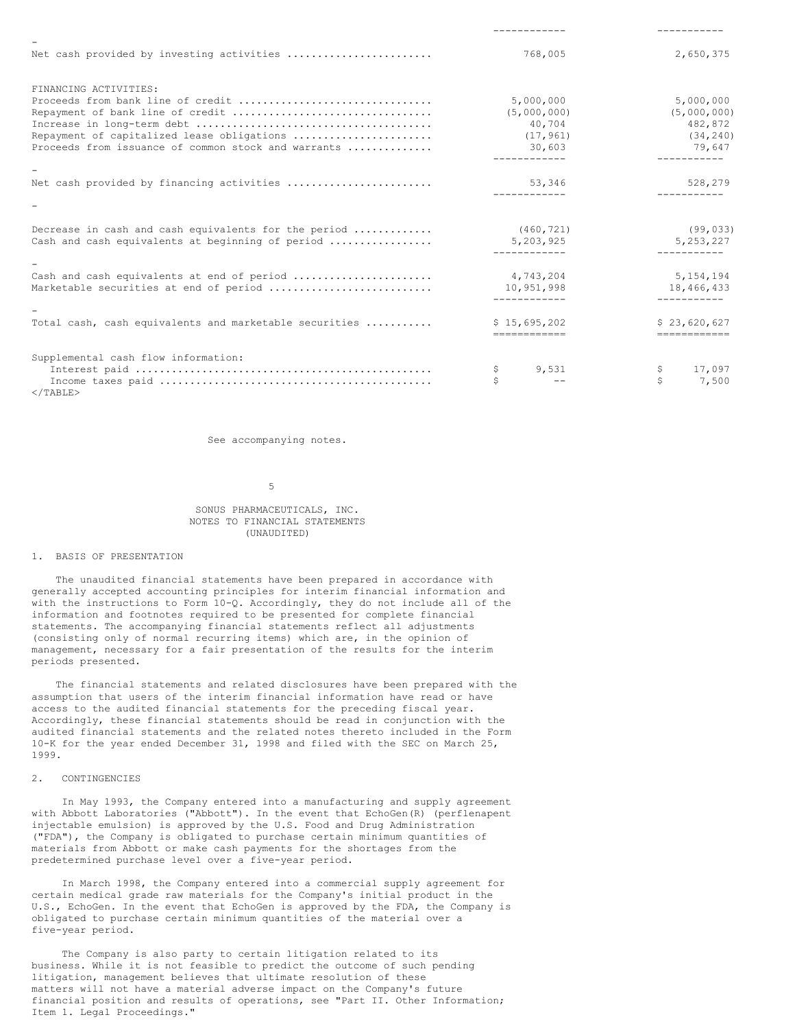| | | |
|---|---|---|
| Net cash provided by investing activities | 768,005 | 2,650,375 |
| FINANCING ACTIVITIES: | | |
| Proceeds from bank line of credit | 5,000,000 | 5,000,000 |
| Repayment of bank line of credit | (5,000,000) | (5,000,000) |
| Increase in long-term debt | 40,704 | 482,872 |
| Repayment of capitalized lease obligations | (17,961) | (34,240) |
| Proceeds from issuance of common stock and warrants | 30,603 | 79,647 |
| Net cash provided by financing activities | 53,346 | 528,279 |
| Decrease in cash and cash equivalents for the period | (460,721) | (99,033) |
| Cash and cash equivalents at beginning of period | 5,203,925 | 5,253,227 |
| Cash and cash equivalents at end of period | 4,743,204 | 5,154,194 |
| Marketable securities at end of period | 10,951,998 | 18,466,433 |
| Total cash, cash equivalents and marketable securities | $ 15,695,202 | $ 23,620,627 |
| Supplemental cash flow information: | | |
| Interest paid | $ 9,531 | $ 17,097 |
| Income taxes paid | $ -- | $ 7,500 |

See accompanying notes.

SONUS PHARMACEUTICALS, INC.
NOTES TO FINANCIAL STATEMENTS
(UNAUDITED)

1. BASIS OF PRESENTATION

The unaudited financial statements have been prepared in accordance with generally accepted accounting principles for interim financial information and with the instructions to Form 10-Q. Accordingly, they do not include all of the information and footnotes required to be presented for complete financial statements. The accompanying financial statements reflect all adjustments (consisting only of normal recurring items) which are, in the opinion of management, necessary for a fair presentation of the results for the interim periods presented.

The financial statements and related disclosures have been prepared with the assumption that users of the interim financial information have read or have access to the audited financial statements for the preceding fiscal year. Accordingly, these financial statements should be read in conjunction with the audited financial statements and the related notes thereto included in the Form 10-K for the year ended December 31, 1998 and filed with the SEC on March 25, 1999.

2. CONTINGENCIES

In May 1993, the Company entered into a manufacturing and supply agreement with Abbott Laboratories ("Abbott"). In the event that EchoGen(R) (perflenapent injectable emulsion) is approved by the U.S. Food and Drug Administration ("FDA"), the Company is obligated to purchase certain minimum quantities of materials from Abbott or make cash payments for the shortages from the predetermined purchase level over a five-year period.

In March 1998, the Company entered into a commercial supply agreement for certain medical grade raw materials for the Company's initial product in the U.S., EchoGen. In the event that EchoGen is approved by the FDA, the Company is obligated to purchase certain minimum quantities of the material over a five-year period.

The Company is also party to certain litigation related to its business. While it is not feasible to predict the outcome of such pending litigation, management believes that ultimate resolution of these matters will not have a material adverse impact on the Company's future financial position and results of operations, see "Part II. Other Information; Item 1. Legal Proceedings."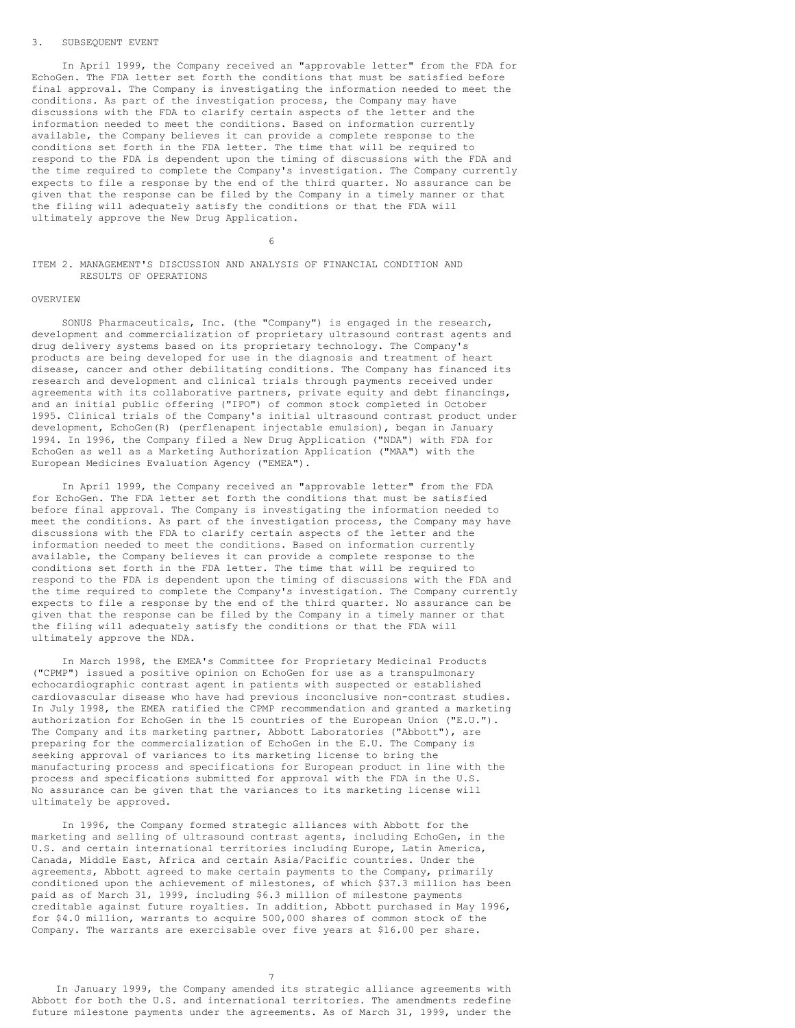3. SUBSEQUENT EVENT

In April 1999, the Company received an "approvable letter" from the FDA for EchoGen. The FDA letter set forth the conditions that must be satisfied before final approval. The Company is investigating the information needed to meet the conditions. As part of the investigation process, the Company may have discussions with the FDA to clarify certain aspects of the letter and the information needed to meet the conditions. Based on information currently available, the Company believes it can provide a complete response to the conditions set forth in the FDA letter. The time that will be required to respond to the FDA is dependent upon the timing of discussions with the FDA and the time required to complete the Company's investigation. The Company currently expects to file a response by the end of the third quarter. No assurance can be given that the response can be filed by the Company in a timely manner or that the filing will adequately satisfy the conditions or that the FDA will ultimately approve the New Drug Application.

## ITEM 2. MANAGEMENT'S DISCUSSION AND ANALYSIS OF FINANCIAL CONDITION AND RESULTS OF OPERATIONS

### OVERVIEW

SONUS Pharmaceuticals, Inc. (the "Company") is engaged in the research, development and commercialization of proprietary ultrasound contrast agents and drug delivery systems based on its proprietary technology. The Company's products are being developed for use in the diagnosis and treatment of heart disease, cancer and other debilitating conditions. The Company has financed its research and development and clinical trials through payments received under agreements with its collaborative partners, private equity and debt financings, and an initial public offering ("IPO") of common stock completed in October 1995. Clinical trials of the Company's initial ultrasound contrast product under development, EchoGen(R) (perflenapent injectable emulsion), began in January 1994. In 1996, the Company filed a New Drug Application ("NDA") with FDA for EchoGen as well as a Marketing Authorization Application ("MAA") with the European Medicines Evaluation Agency ("EMEA").

In April 1999, the Company received an "approvable letter" from the FDA for EchoGen. The FDA letter set forth the conditions that must be satisfied before final approval. The Company is investigating the information needed to meet the conditions. As part of the investigation process, the Company may have discussions with the FDA to clarify certain aspects of the letter and the information needed to meet the conditions. Based on information currently available, the Company believes it can provide a complete response to the conditions set forth in the FDA letter. The time that will be required to respond to the FDA is dependent upon the timing of discussions with the FDA and the time required to complete the Company's investigation. The Company currently expects to file a response by the end of the third quarter. No assurance can be given that the response can be filed by the Company in a timely manner or that the filing will adequately satisfy the conditions or that the FDA will ultimately approve the NDA.

In March 1998, the EMEA's Committee for Proprietary Medicinal Products ("CPMP") issued a positive opinion on EchoGen for use as a transpulmonary echocardiographic contrast agent in patients with suspected or established cardiovascular disease who have had previous inconclusive non-contrast studies. In July 1998, the EMEA ratified the CPMP recommendation and granted a marketing authorization for EchoGen in the 15 countries of the European Union ("E.U."). The Company and its marketing partner, Abbott Laboratories ("Abbott"), are preparing for the commercialization of EchoGen in the E.U. The Company is seeking approval of variances to its marketing license to bring the manufacturing process and specifications for European product in line with the process and specifications submitted for approval with the FDA in the U.S. No assurance can be given that the variances to its marketing license will ultimately be approved.

In 1996, the Company formed strategic alliances with Abbott for the marketing and selling of ultrasound contrast agents, including EchoGen, in the U.S. and certain international territories including Europe, Latin America, Canada, Middle East, Africa and certain Asia/Pacific countries. Under the agreements, Abbott agreed to make certain payments to the Company, primarily conditioned upon the achievement of milestones, of which $37.3 million has been paid as of March 31, 1999, including $6.3 million of milestone payments creditable against future royalties. In addition, Abbott purchased in May 1996, for $4.0 million, warrants to acquire 500,000 shares of common stock of the Company. The warrants are exercisable over five years at $16.00 per share.

In January 1999, the Company amended its strategic alliance agreements with Abbott for both the U.S. and international territories. The amendments redefine future milestone payments under the agreements. As of March 31, 1999, under the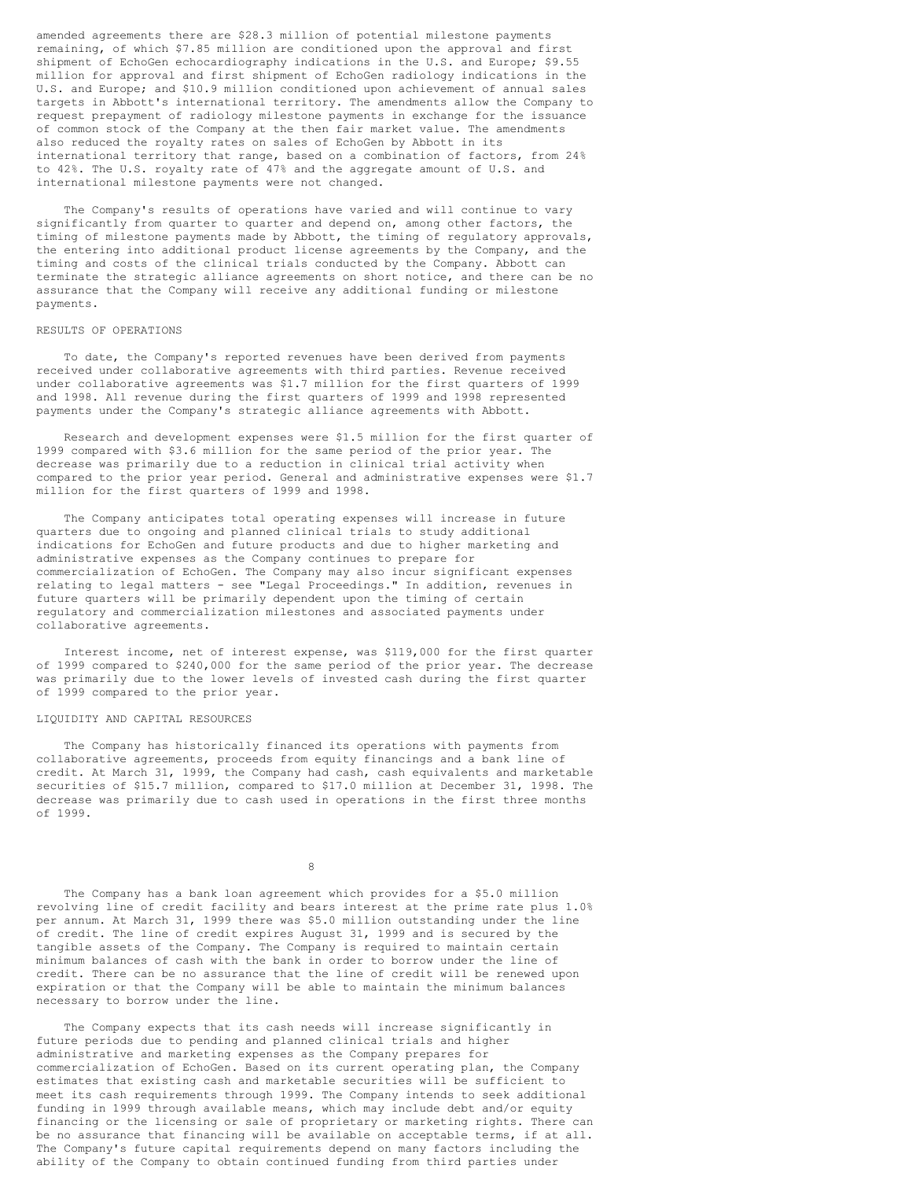amended agreements there are $28.3 million of potential milestone payments remaining, of which $7.85 million are conditioned upon the approval and first shipment of EchoGen echocardiography indications in the U.S. and Europe; $9.55 million for approval and first shipment of EchoGen radiology indications in the U.S. and Europe; and $10.9 million conditioned upon achievement of annual sales targets in Abbott's international territory. The amendments allow the Company to request prepayment of radiology milestone payments in exchange for the issuance of common stock of the Company at the then fair market value. The amendments also reduced the royalty rates on sales of EchoGen by Abbott in its international territory that range, based on a combination of factors, from 24% to 42%. The U.S. royalty rate of 47% and the aggregate amount of U.S. and international milestone payments were not changed.

The Company's results of operations have varied and will continue to vary significantly from quarter to quarter and depend on, among other factors, the timing of milestone payments made by Abbott, the timing of regulatory approvals, the entering into additional product license agreements by the Company, and the timing and costs of the clinical trials conducted by the Company. Abbott can terminate the strategic alliance agreements on short notice, and there can be no assurance that the Company will receive any additional funding or milestone payments.

## RESULTS OF OPERATIONS

To date, the Company's reported revenues have been derived from payments received under collaborative agreements with third parties. Revenue received under collaborative agreements was $1.7 million for the first quarters of 1999 and 1998. All revenue during the first quarters of 1999 and 1998 represented payments under the Company's strategic alliance agreements with Abbott.

Research and development expenses were $1.5 million for the first quarter of 1999 compared with $3.6 million for the same period of the prior year. The decrease was primarily due to a reduction in clinical trial activity when compared to the prior year period. General and administrative expenses were $1.7 million for the first quarters of 1999 and 1998.

The Company anticipates total operating expenses will increase in future quarters due to ongoing and planned clinical trials to study additional indications for EchoGen and future products and due to higher marketing and administrative expenses as the Company continues to prepare for commercialization of EchoGen. The Company may also incur significant expenses relating to legal matters - see "Legal Proceedings." In addition, revenues in future quarters will be primarily dependent upon the timing of certain regulatory and commercialization milestones and associated payments under collaborative agreements.

Interest income, net of interest expense, was $119,000 for the first quarter of 1999 compared to $240,000 for the same period of the prior year. The decrease was primarily due to the lower levels of invested cash during the first quarter of 1999 compared to the prior year.

## LIQUIDITY AND CAPITAL RESOURCES

The Company has historically financed its operations with payments from collaborative agreements, proceeds from equity financings and a bank line of credit. At March 31, 1999, the Company had cash, cash equivalents and marketable securities of $15.7 million, compared to $17.0 million at December 31, 1998. The decrease was primarily due to cash used in operations in the first three months of 1999.

The Company has a bank loan agreement which provides for a $5.0 million revolving line of credit facility and bears interest at the prime rate plus 1.0% per annum. At March 31, 1999 there was $5.0 million outstanding under the line of credit. The line of credit expires August 31, 1999 and is secured by the tangible assets of the Company. The Company is required to maintain certain minimum balances of cash with the bank in order to borrow under the line of credit. There can be no assurance that the line of credit will be renewed upon expiration or that the Company will be able to maintain the minimum balances necessary to borrow under the line.

The Company expects that its cash needs will increase significantly in future periods due to pending and planned clinical trials and higher administrative and marketing expenses as the Company prepares for commercialization of EchoGen. Based on its current operating plan, the Company estimates that existing cash and marketable securities will be sufficient to meet its cash requirements through 1999. The Company intends to seek additional funding in 1999 through available means, which may include debt and/or equity financing or the licensing or sale of proprietary or marketing rights. There can be no assurance that financing will be available on acceptable terms, if at all. The Company's future capital requirements depend on many factors including the ability of the Company to obtain continued funding from third parties under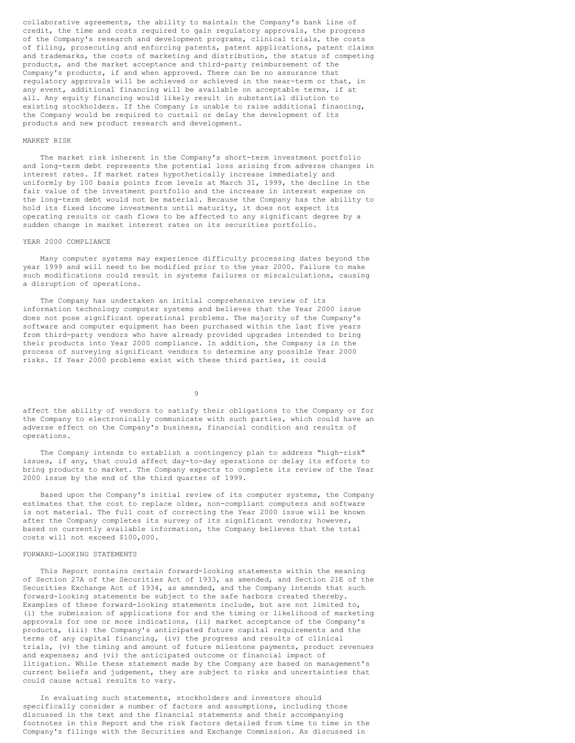collaborative agreements, the ability to maintain the Company's bank line of credit, the time and costs required to gain regulatory approvals, the progress of the Company's research and development programs, clinical trials, the costs of filing, prosecuting and enforcing patents, patent applications, patent claims and trademarks, the costs of marketing and distribution, the status of competing products, and the market acceptance and third-party reimbursement of the Company's products, if and when approved. There can be no assurance that regulatory approvals will be achieved or achieved in the near-term or that, in any event, additional financing will be available on acceptable terms, if at all. Any equity financing would likely result in substantial dilution to existing stockholders. If the Company is unable to raise additional financing, the Company would be required to curtail or delay the development of its products and new product research and development.

## MARKET RISK

The market risk inherent in the Company's short-term investment portfolio and long-term debt represents the potential loss arising from adverse changes in interest rates. If market rates hypothetically increase immediately and uniformly by 100 basis points from levels at March 31, 1999, the decline in the fair value of the investment portfolio and the increase in interest expense on the long-term debt would not be material. Because the Company has the ability to hold its fixed income investments until maturity, it does not expect its operating results or cash flows to be affected to any significant degree by a sudden change in market interest rates on its securities portfolio.

## YEAR 2000 COMPLIANCE

Many computer systems may experience difficulty processing dates beyond the year 1999 and will need to be modified prior to the year 2000. Failure to make such modifications could result in systems failures or miscalculations, causing a disruption of operations.

The Company has undertaken an initial comprehensive review of its information technology computer systems and believes that the Year 2000 issue does not pose significant operational problems. The majority of the Company's software and computer equipment has been purchased within the last five years from third-party vendors who have already provided upgrades intended to bring their products into Year 2000 compliance. In addition, the Company is in the process of surveying significant vendors to determine any possible Year 2000 risks. If Year 2000 problems exist with these third parties, it could affect the ability of vendors to satisfy their obligations to the Company or for the Company to electronically communicate with such parties, which could have an adverse effect on the Company's business, financial condition and results of operations.

The Company intends to establish a contingency plan to address "high-risk" issues, if any, that could affect day-to-day operations or delay its efforts to bring products to market. The Company expects to complete its review of the Year 2000 issue by the end of the third quarter of 1999.

Based upon the Company's initial review of its computer systems, the Company estimates that the cost to replace older, non-compliant computers and software is not material. The full cost of correcting the Year 2000 issue will be known after the Company completes its survey of its significant vendors; however, based on currently available information, the Company believes that the total costs will not exceed $100,000.

## FORWARD-LOOKING STATEMENTS

This Report contains certain forward-looking statements within the meaning of Section 27A of the Securities Act of 1933, as amended, and Section 21E of the Securities Exchange Act of 1934, as amended, and the Company intends that such forward-looking statements be subject to the safe harbors created thereby. Examples of these forward-looking statements include, but are not limited to, (i) the submission of applications for and the timing or likelihood of marketing approvals for one or more indications, (ii) market acceptance of the Company's products, (iii) the Company's anticipated future capital requirements and the terms of any capital financing, (iv) the progress and results of clinical trials, (v) the timing and amount of future milestone payments, product revenues and expenses; and (vi) the anticipated outcome or financial impact of litigation. While these statement made by the Company are based on management's current beliefs and judgement, they are subject to risks and uncertainties that could cause actual results to vary.

In evaluating such statements, stockholders and investors should specifically consider a number of factors and assumptions, including those discussed in the text and the financial statements and their accompanying footnotes in this Report and the risk factors detailed from time to time in the Company's filings with the Securities and Exchange Commission. As discussed in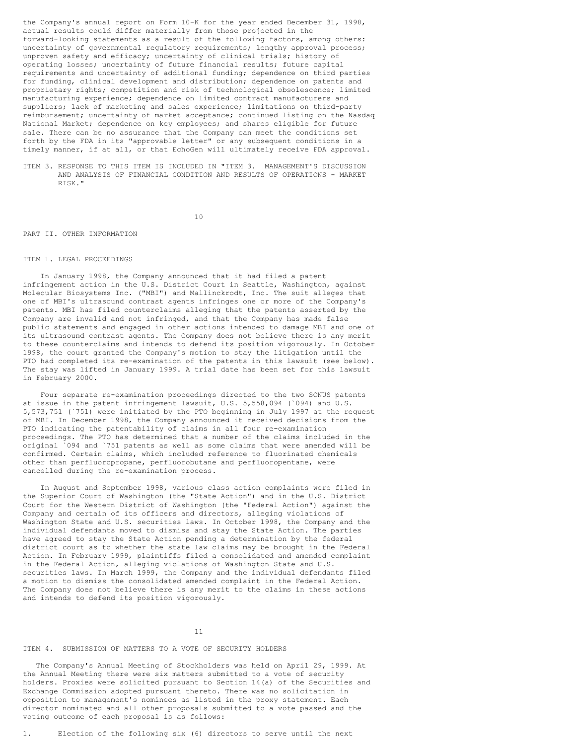the Company's annual report on Form 10-K for the year ended December 31, 1998, actual results could differ materially from those projected in the forward-looking statements as a result of the following factors, among others: uncertainty of governmental regulatory requirements; lengthy approval process; unproven safety and efficacy; uncertainty of clinical trials; history of operating losses; uncertainty of future financial results; future capital requirements and uncertainty of additional funding; dependence on third parties for funding, clinical development and distribution; dependence on patents and proprietary rights; competition and risk of technological obsolescence; limited manufacturing experience; dependence on limited contract manufacturers and suppliers; lack of marketing and sales experience; limitations on third-party reimbursement; uncertainty of market acceptance; continued listing on the Nasdaq National Market; dependence on key employees; and shares eligible for future sale. There can be no assurance that the Company can meet the conditions set forth by the FDA in its "approvable letter" or any subsequent conditions in a timely manner, if at all, or that EchoGen will ultimately receive FDA approval.

ITEM 3. RESPONSE TO THIS ITEM IS INCLUDED IN "ITEM 3. MANAGEMENT'S DISCUSSION AND ANALYSIS OF FINANCIAL CONDITION AND RESULTS OF OPERATIONS - MARKET RISK."

## PART II. OTHER INFORMATION

### ITEM 1. LEGAL PROCEEDINGS

In January 1998, the Company announced that it had filed a patent infringement action in the U.S. District Court in Seattle, Washington, against Molecular Biosystems Inc. ("MBI") and Mallinckrodt, Inc. The suit alleges that one of MBI's ultrasound contrast agents infringes one or more of the Company's patents. MBI has filed counterclaims alleging that the patents asserted by the Company are invalid and not infringed, and that the Company has made false public statements and engaged in other actions intended to damage MBI and one of its ultrasound contrast agents. The Company does not believe there is any merit to these counterclaims and intends to defend its position vigorously. In October 1998, the court granted the Company's motion to stay the litigation until the PTO had completed its re-examination of the patents in this lawsuit (see below). The stay was lifted in January 1999. A trial date has been set for this lawsuit in February 2000.

Four separate re-examination proceedings directed to the two SONUS patents at issue in the patent infringement lawsuit, U.S. 5,558,094 (`094) and U.S. 5,573,751 (`751) were initiated by the PTO beginning in July 1997 at the request of MBI. In December 1998, the Company announced it received decisions from the PTO indicating the patentability of claims in all four re-examination proceedings. The PTO has determined that a number of the claims included in the original `094 and `751 patents as well as some claims that were amended will be confirmed. Certain claims, which included reference to fluorinated chemicals other than perfluoropropane, perfluorobutane and perfluoropentane, were cancelled during the re-examination process.

In August and September 1998, various class action complaints were filed in the Superior Court of Washington (the "State Action") and in the U.S. District Court for the Western District of Washington (the "Federal Action") against the Company and certain of its officers and directors, alleging violations of Washington State and U.S. securities laws. In October 1998, the Company and the individual defendants moved to dismiss and stay the State Action. The parties have agreed to stay the State Action pending a determination by the federal district court as to whether the state law claims may be brought in the Federal Action. In February 1999, plaintiffs filed a consolidated and amended complaint in the Federal Action, alleging violations of Washington State and U.S. securities laws. In March 1999, the Company and the individual defendants filed a motion to dismiss the consolidated amended complaint in the Federal Action. The Company does not believe there is any merit to the claims in these actions and intends to defend its position vigorously.

### ITEM 4. SUBMISSION OF MATTERS TO A VOTE OF SECURITY HOLDERS

The Company's Annual Meeting of Stockholders was held on April 29, 1999. At the Annual Meeting there were six matters submitted to a vote of security holders. Proxies were solicited pursuant to Section 14(a) of the Securities and Exchange Commission adopted pursuant thereto. There was no solicitation in opposition to management's nominees as listed in the proxy statement. Each director nominated and all other proposals submitted to a vote passed and the voting outcome of each proposal is as follows:

1. Election of the following six (6) directors to serve until the next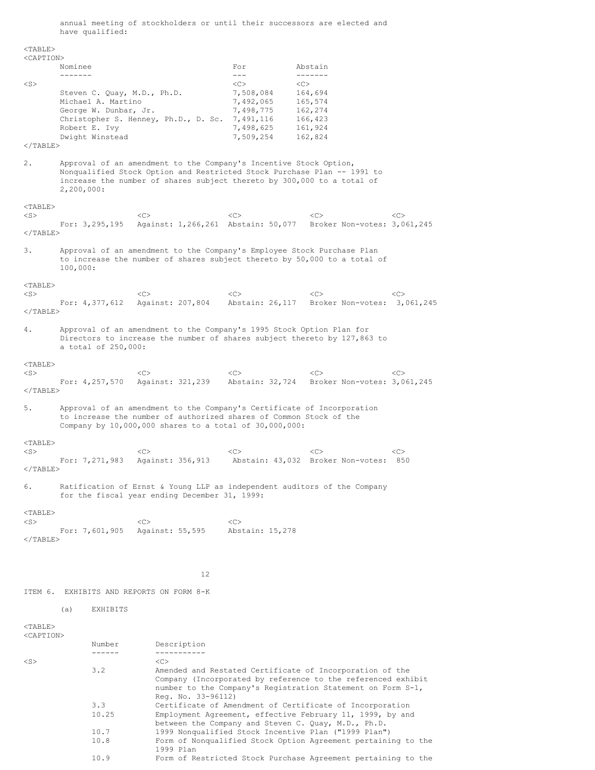annual meeting of stockholders or until their successors are elected and have qualified:

| Nominee | For | Abstain |
|---|---|---|
| Steven C. Quay, M.D., Ph.D. | 7,508,084 | 164,694 |
| Michael A. Martino | 7,492,065 | 165,574 |
| George W. Dunbar, Jr. | 7,498,775 | 162,274 |
| Christopher S. Henney, Ph.D., D. Sc. | 7,491,116 | 166,423 |
| Robert E. Ivy | 7,498,625 | 161,924 |
| Dwight Winstead | 7,509,254 | 162,824 |

2. Approval of an amendment to the Company's Incentive Stock Option, Nonqualified Stock Option and Restricted Stock Purchase Plan -- 1991 to increase the number of shares subject thereto by 300,000 to a total of 2,200,000:

| For | Against | Abstain | Broker Non-votes |
|---|---|---|---|
| 3,295,195 | 1,266,261 | 50,077 | 3,061,245 |

3. Approval of an amendment to the Company's Employee Stock Purchase Plan to increase the number of shares subject thereto by 50,000 to a total of 100,000:

| For | Against | Abstain | Broker Non-votes |
|---|---|---|---|
| 4,377,612 | 207,804 | 26,117 | 3,061,245 |

4. Approval of an amendment to the Company's 1995 Stock Option Plan for Directors to increase the number of shares subject thereto by 127,863 to a total of 250,000:

| For | Against | Abstain | Broker Non-votes |
|---|---|---|---|
| 4,257,570 | 321,239 | 32,724 | 3,061,245 |

5. Approval of an amendment to the Company's Certificate of Incorporation to increase the number of authorized shares of Common Stock of the Company by 10,000,000 shares to a total of 30,000,000:

| For | Against | Abstain | Broker Non-votes |
|---|---|---|---|
| 7,271,983 | 356,913 | 43,032 | 850 |

6. Ratification of Ernst & Young LLP as independent auditors of the Company for the fiscal year ending December 31, 1999:

| For | Against | Abstain |
|---|---|---|
| 7,601,905 | 55,595 | 15,278 |

ITEM 6. EXHIBITS AND REPORTS ON FORM 8-K

(a) EXHIBITS

| Number | Description |
|---|---|
| 3.2 | Amended and Restated Certificate of Incorporation of the Company (Incorporated by reference to the referenced exhibit number to the Company's Registration Statement on Form S-1, Reg. No. 33-96112) |
| 3.3 | Certificate of Amendment of Certificate of Incorporation |
| 10.25 | Employment Agreement, effective February 11, 1999, by and between the Company and Steven C. Quay, M.D., Ph.D. |
| 10.7 | 1999 Nonqualified Stock Incentive Plan ("1999 Plan") |
| 10.8 | Form of Nonqualified Stock Option Agreement pertaining to the 1999 Plan |
| 10.9 | Form of Restricted Stock Purchase Agreement pertaining to the |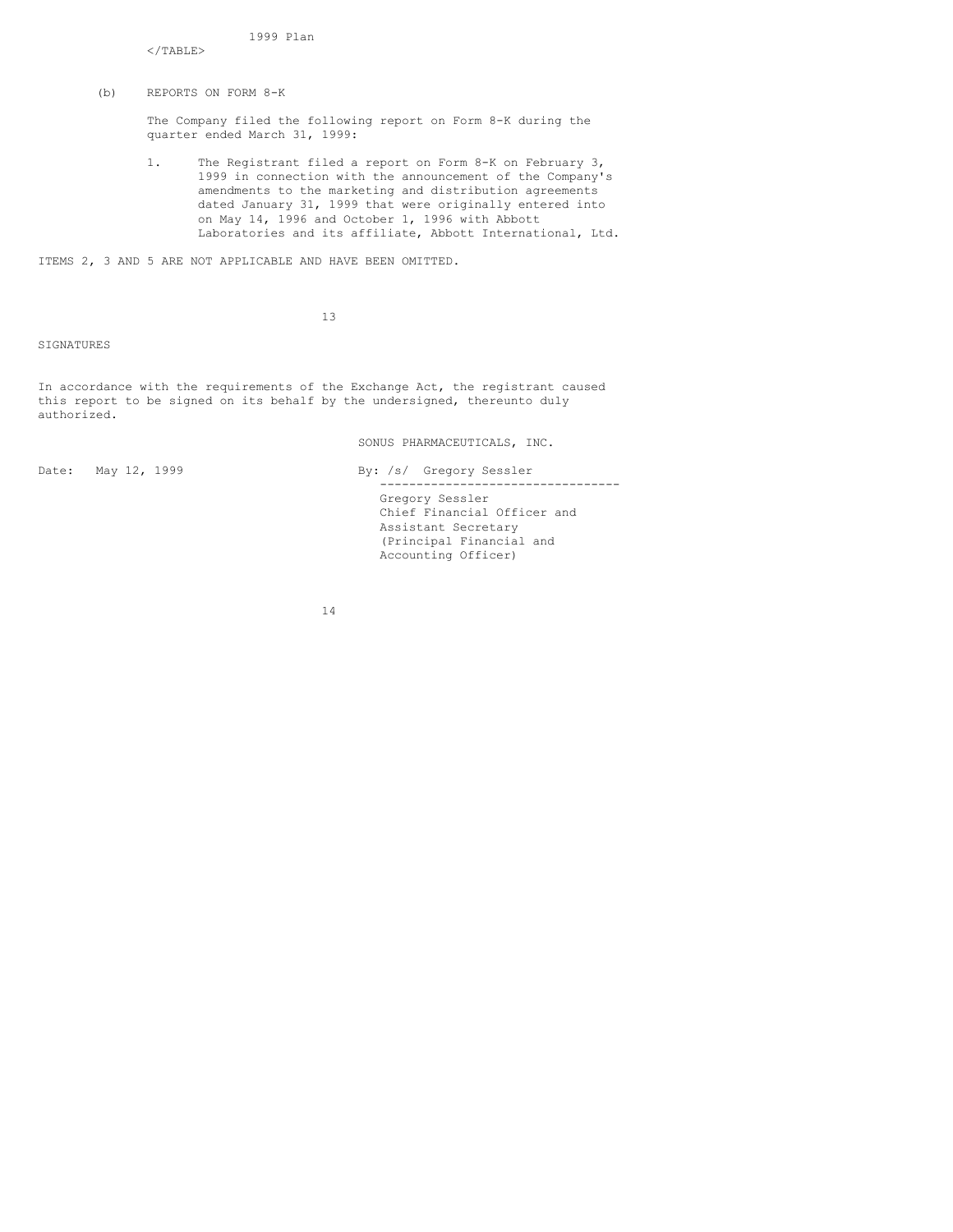1999 Plan

(b) REPORTS ON FORM 8-K

The Company filed the following report on Form 8-K during the quarter ended March 31, 1999:

1. The Registrant filed a report on Form 8-K on February 3, 1999 in connection with the announcement of the Company's amendments to the marketing and distribution agreements dated January 31, 1999 that were originally entered into on May 14, 1996 and October 1, 1996 with Abbott Laboratories and its affiliate, Abbott International, Ltd.

ITEMS 2, 3 AND 5 ARE NOT APPLICABLE AND HAVE BEEN OMITTED.

SIGNATURES

In accordance with the requirements of the Exchange Act, the registrant caused this report to be signed on its behalf by the undersigned, thereunto duly authorized.

SONUS PHARMACEUTICALS, INC.

Date: May 12, 1999

By: /s/ Gregory Sessler

Gregory Sessler
Chief Financial Officer and
Assistant Secretary
(Principal Financial and
Accounting Officer)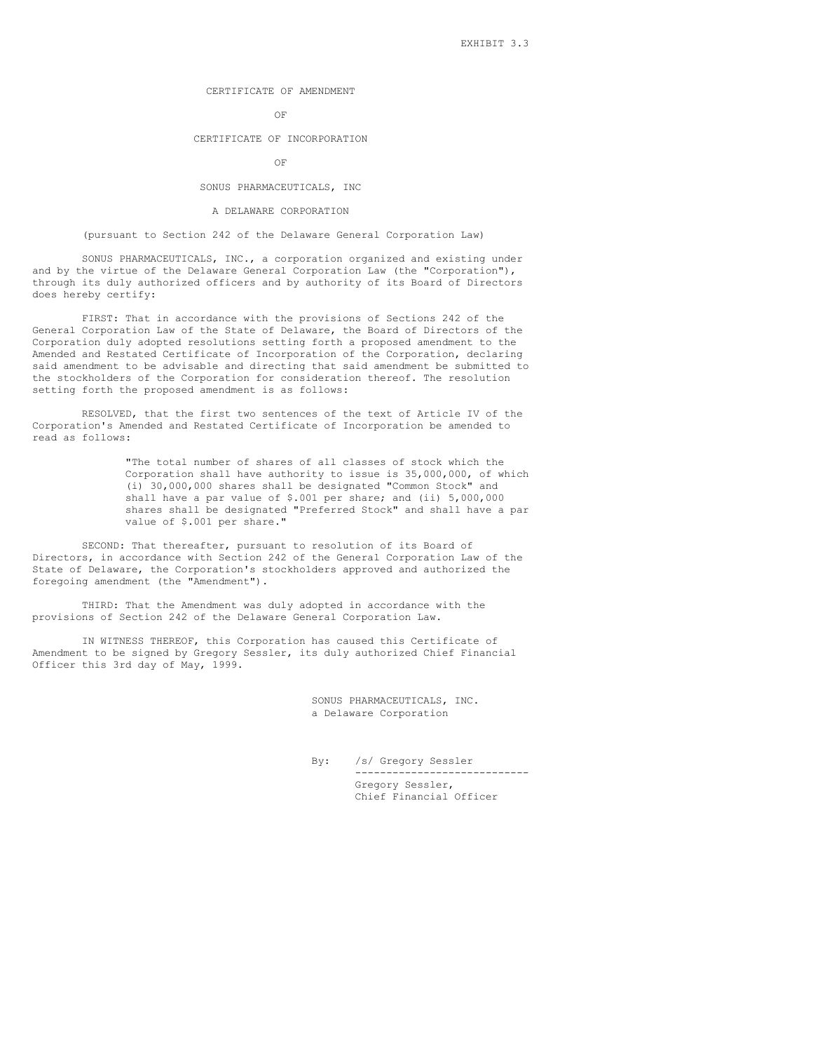EXHIBIT 3.3

# CERTIFICATE OF AMENDMENT

OF

# CERTIFICATE OF INCORPORATION

OF

# SONUS PHARMACEUTICALS, INC

A DELAWARE CORPORATION

(pursuant to Section 242 of the Delaware General Corporation Law)

SONUS PHARMACEUTICALS, INC., a corporation organized and existing under and by the virtue of the Delaware General Corporation Law (the "Corporation"), through its duly authorized officers and by authority of its Board of Directors does hereby certify:

FIRST: That in accordance with the provisions of Sections 242 of the General Corporation Law of the State of Delaware, the Board of Directors of the Corporation duly adopted resolutions setting forth a proposed amendment to the Amended and Restated Certificate of Incorporation of the Corporation, declaring said amendment to be advisable and directing that said amendment be submitted to the stockholders of the Corporation for consideration thereof. The resolution setting forth the proposed amendment is as follows:

RESOLVED, that the first two sentences of the text of Article IV of the Corporation's Amended and Restated Certificate of Incorporation be amended to read as follows:

> "The total number of shares of all classes of stock which the Corporation shall have authority to issue is 35,000,000, of which (i) 30,000,000 shares shall be designated "Common Stock" and shall have a par value of $.001 per share; and (ii) 5,000,000 shares shall be designated "Preferred Stock" and shall have a par value of $.001 per share."

SECOND: That thereafter, pursuant to resolution of its Board of Directors, in accordance with Section 242 of the General Corporation Law of the State of Delaware, the Corporation's stockholders approved and authorized the foregoing amendment (the "Amendment").

THIRD: That the Amendment was duly adopted in accordance with the provisions of Section 242 of the Delaware General Corporation Law.

IN WITNESS THEREOF, this Corporation has caused this Certificate of Amendment to be signed by Gregory Sessler, its duly authorized Chief Financial Officer this 3rd day of May, 1999.

SONUS PHARMACEUTICALS, INC.
a Delaware Corporation

By: /s/ Gregory Sessler
----------------------------
Gregory Sessler,
Chief Financial Officer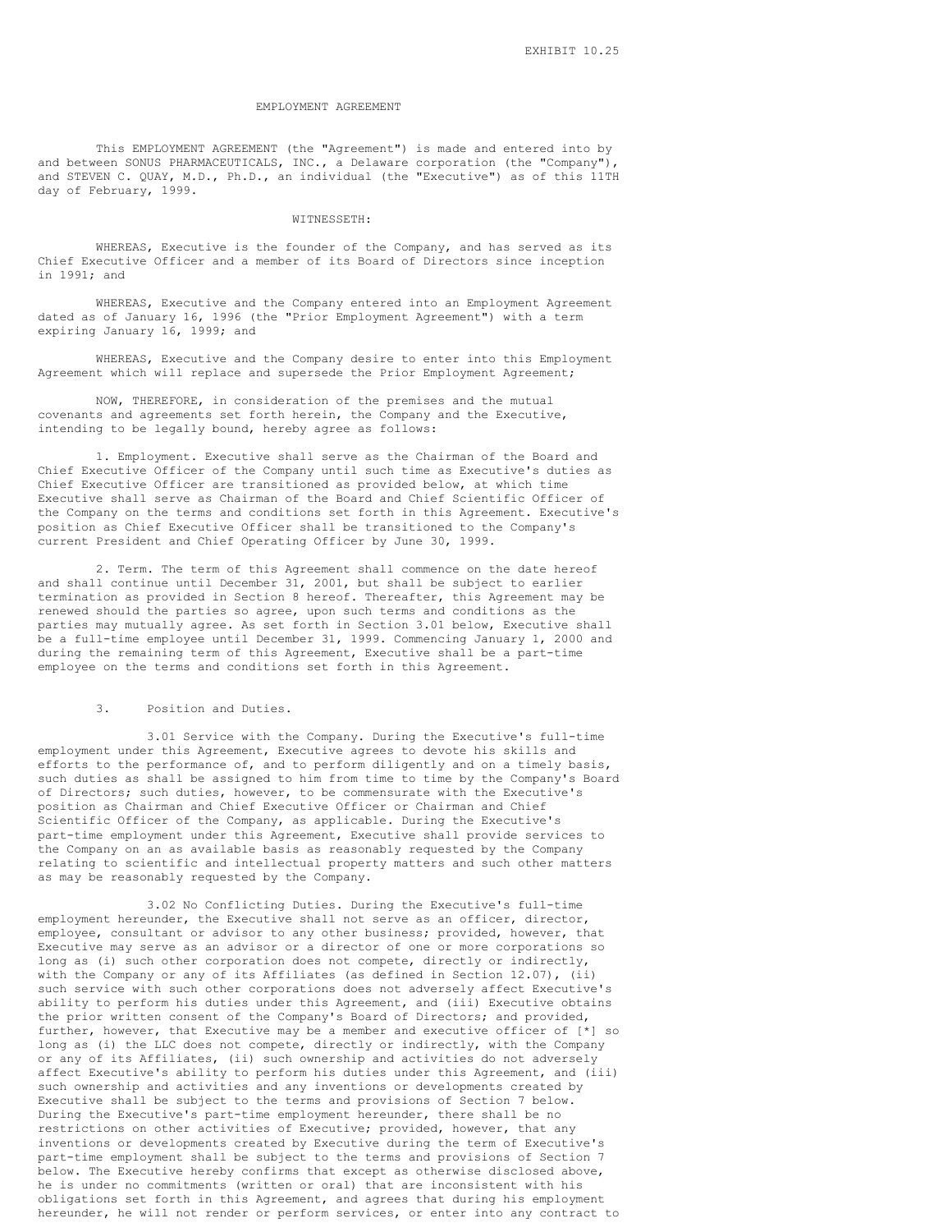EXHIBIT 10.25

# EMPLOYMENT AGREEMENT

This EMPLOYMENT AGREEMENT (the "Agreement") is made and entered into by and between SONUS PHARMACEUTICALS, INC., a Delaware corporation (the "Company"), and STEVEN C. QUAY, M.D., Ph.D., an individual (the "Executive") as of this 11TH day of February, 1999.

WITNESSETH:

WHEREAS, Executive is the founder of the Company, and has served as its Chief Executive Officer and a member of its Board of Directors since inception in 1991; and

WHEREAS, Executive and the Company entered into an Employment Agreement dated as of January 16, 1996 (the "Prior Employment Agreement") with a term expiring January 16, 1999; and

WHEREAS, Executive and the Company desire to enter into this Employment Agreement which will replace and supersede the Prior Employment Agreement;

NOW, THEREFORE, in consideration of the premises and the mutual covenants and agreements set forth herein, the Company and the Executive, intending to be legally bound, hereby agree as follows:

1. Employment. Executive shall serve as the Chairman of the Board and Chief Executive Officer of the Company until such time as Executive's duties as Chief Executive Officer are transitioned as provided below, at which time Executive shall serve as Chairman of the Board and Chief Scientific Officer of the Company on the terms and conditions set forth in this Agreement. Executive's position as Chief Executive Officer shall be transitioned to the Company's current President and Chief Operating Officer by June 30, 1999.

2. Term. The term of this Agreement shall commence on the date hereof and shall continue until December 31, 2001, but shall be subject to earlier termination as provided in Section 8 hereof. Thereafter, this Agreement may be renewed should the parties so agree, upon such terms and conditions as the parties may mutually agree. As set forth in Section 3.01 below, Executive shall be a full-time employee until December 31, 1999. Commencing January 1, 2000 and during the remaining term of this Agreement, Executive shall be a part-time employee on the terms and conditions set forth in this Agreement.

3. Position and Duties.

3.01 Service with the Company. During the Executive's full-time employment under this Agreement, Executive agrees to devote his skills and efforts to the performance of, and to perform diligently and on a timely basis, such duties as shall be assigned to him from time to time by the Company's Board of Directors; such duties, however, to be commensurate with the Executive's position as Chairman and Chief Executive Officer or Chairman and Chief Scientific Officer of the Company, as applicable. During the Executive's part-time employment under this Agreement, Executive shall provide services to the Company on an as available basis as reasonably requested by the Company relating to scientific and intellectual property matters and such other matters as may be reasonably requested by the Company.

3.02 No Conflicting Duties. During the Executive's full-time employment hereunder, the Executive shall not serve as an officer, director, employee, consultant or advisor to any other business; provided, however, that Executive may serve as an advisor or a director of one or more corporations so long as (i) such other corporation does not compete, directly or indirectly, with the Company or any of its Affiliates (as defined in Section 12.07), (ii) such service with such other corporations does not adversely affect Executive's ability to perform his duties under this Agreement, and (iii) Executive obtains the prior written consent of the Company's Board of Directors; and provided, further, however, that Executive may be a member and executive officer of [*] so long as (i) the LLC does not compete, directly or indirectly, with the Company or any of its Affiliates, (ii) such ownership and activities do not adversely affect Executive's ability to perform his duties under this Agreement, and (iii) such ownership and activities and any inventions or developments created by Executive shall be subject to the terms and provisions of Section 7 below. During the Executive's part-time employment hereunder, there shall be no restrictions on other activities of Executive; provided, however, that any inventions or developments created by Executive during the term of Executive's part-time employment shall be subject to the terms and provisions of Section 7 below. The Executive hereby confirms that except as otherwise disclosed above, he is under no commitments (written or oral) that are inconsistent with his obligations set forth in this Agreement, and agrees that during his employment hereunder, he will not render or perform services, or enter into any contract to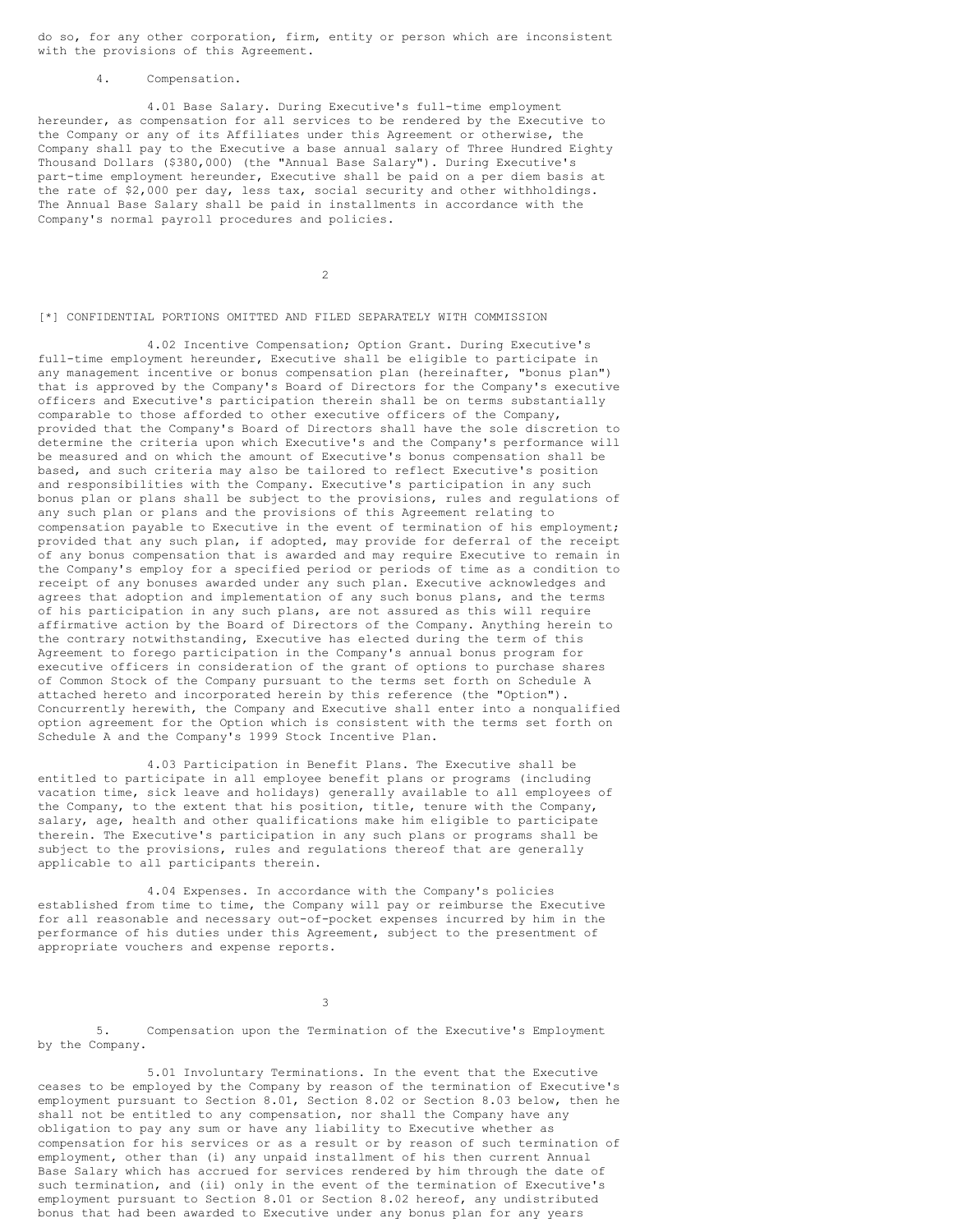do so, for any other corporation, firm, entity or person which are inconsistent with the provisions of this Agreement.

4. Compensation.

4.01 Base Salary. During Executive's full-time employment hereunder, as compensation for all services to be rendered by the Executive to the Company or any of its Affiliates under this Agreement or otherwise, the Company shall pay to the Executive a base annual salary of Three Hundred Eighty Thousand Dollars ($380,000) (the "Annual Base Salary"). During Executive's part-time employment hereunder, Executive shall be paid on a per diem basis at the rate of $2,000 per day, less tax, social security and other withholdings. The Annual Base Salary shall be paid in installments in accordance with the Company's normal payroll procedures and policies.

[*] CONFIDENTIAL PORTIONS OMITTED AND FILED SEPARATELY WITH COMMISSION

4.02 Incentive Compensation; Option Grant. During Executive's full-time employment hereunder, Executive shall be eligible to participate in any management incentive or bonus compensation plan (hereinafter, "bonus plan") that is approved by the Company's Board of Directors for the Company's executive officers and Executive's participation therein shall be on terms substantially comparable to those afforded to other executive officers of the Company, provided that the Company's Board of Directors shall have the sole discretion to determine the criteria upon which Executive's and the Company's performance will be measured and on which the amount of Executive's bonus compensation shall be based, and such criteria may also be tailored to reflect Executive's position and responsibilities with the Company. Executive's participation in any such bonus plan or plans shall be subject to the provisions, rules and regulations of any such plan or plans and the provisions of this Agreement relating to compensation payable to Executive in the event of termination of his employment; provided that any such plan, if adopted, may provide for deferral of the receipt of any bonus compensation that is awarded and may require Executive to remain in the Company's employ for a specified period or periods of time as a condition to receipt of any bonuses awarded under any such plan. Executive acknowledges and agrees that adoption and implementation of any such bonus plans, and the terms of his participation in any such plans, are not assured as this will require affirmative action by the Board of Directors of the Company. Anything herein to the contrary notwithstanding, Executive has elected during the term of this Agreement to forego participation in the Company's annual bonus program for executive officers in consideration of the grant of options to purchase shares of Common Stock of the Company pursuant to the terms set forth on Schedule A attached hereto and incorporated herein by this reference (the "Option"). Concurrently herewith, the Company and Executive shall enter into a nonqualified option agreement for the Option which is consistent with the terms set forth on Schedule A and the Company's 1999 Stock Incentive Plan.

4.03 Participation in Benefit Plans. The Executive shall be entitled to participate in all employee benefit plans or programs (including vacation time, sick leave and holidays) generally available to all employees of the Company, to the extent that his position, title, tenure with the Company, salary, age, health and other qualifications make him eligible to participate therein. The Executive's participation in any such plans or programs shall be subject to the provisions, rules and regulations thereof that are generally applicable to all participants therein.

4.04 Expenses. In accordance with the Company's policies established from time to time, the Company will pay or reimburse the Executive for all reasonable and necessary out-of-pocket expenses incurred by him in the performance of his duties under this Agreement, subject to the presentment of appropriate vouchers and expense reports.

5. Compensation upon the Termination of the Executive's Employment by the Company.

5.01 Involuntary Terminations. In the event that the Executive ceases to be employed by the Company by reason of the termination of Executive's employment pursuant to Section 8.01, Section 8.02 or Section 8.03 below, then he shall not be entitled to any compensation, nor shall the Company have any obligation to pay any sum or have any liability to Executive whether as compensation for his services or as a result or by reason of such termination of employment, other than (i) any unpaid installment of his then current Annual Base Salary which has accrued for services rendered by him through the date of such termination, and (ii) only in the event of the termination of Executive's employment pursuant to Section 8.01 or Section 8.02 hereof, any undistributed bonus that had been awarded to Executive under any bonus plan for any years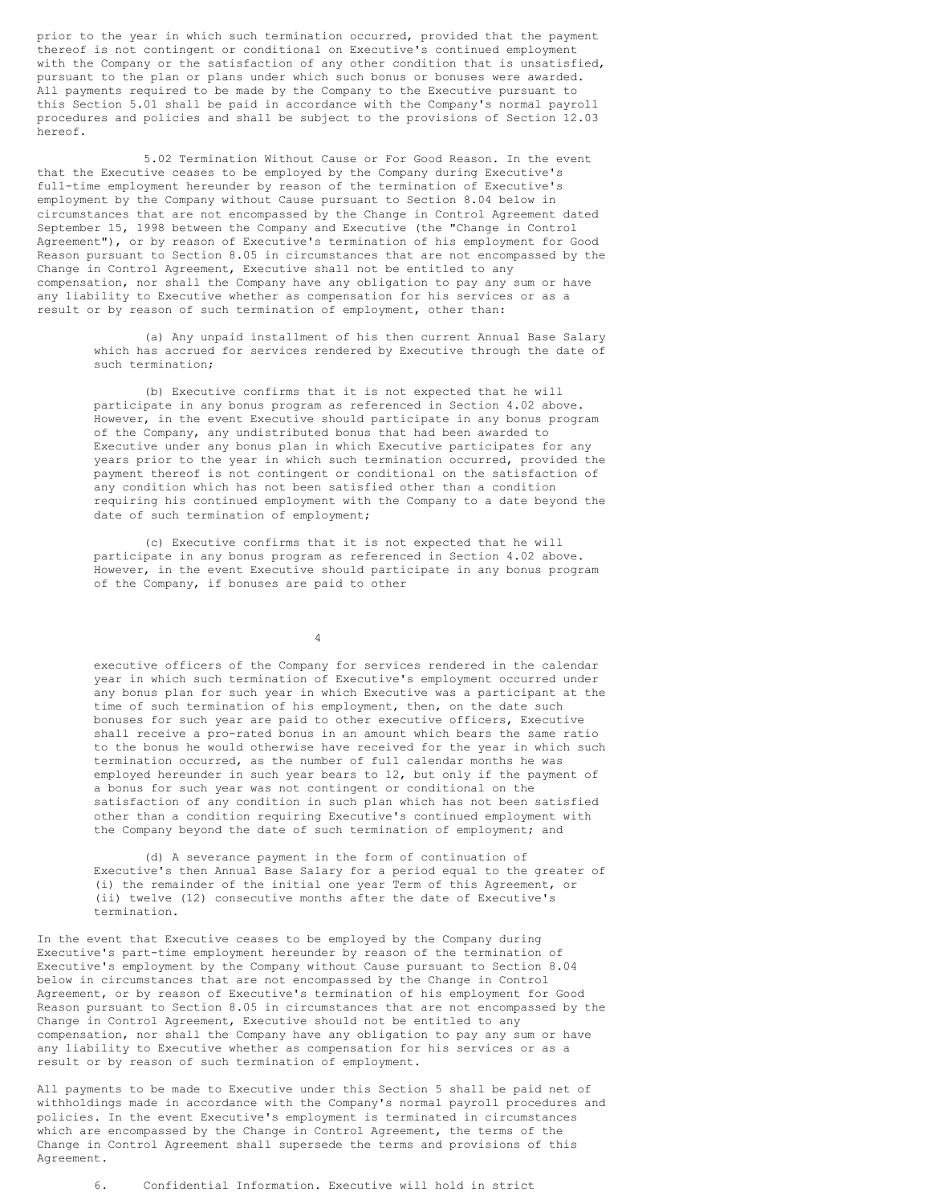prior to the year in which such termination occurred, provided that the payment thereof is not contingent or conditional on Executive's continued employment with the Company or the satisfaction of any other condition that is unsatisfied, pursuant to the plan or plans under which such bonus or bonuses were awarded. All payments required to be made by the Company to the Executive pursuant to this Section 5.01 shall be paid in accordance with the Company's normal payroll procedures and policies and shall be subject to the provisions of Section 12.03 hereof.

5.02 Termination Without Cause or For Good Reason. In the event that the Executive ceases to be employed by the Company during Executive's full-time employment hereunder by reason of the termination of Executive's employment by the Company without Cause pursuant to Section 8.04 below in circumstances that are not encompassed by the Change in Control Agreement dated September 15, 1998 between the Company and Executive (the "Change in Control Agreement"), or by reason of Executive's termination of his employment for Good Reason pursuant to Section 8.05 in circumstances that are not encompassed by the Change in Control Agreement, Executive shall not be entitled to any compensation, nor shall the Company have any obligation to pay any sum or have any liability to Executive whether as compensation for his services or as a result or by reason of such termination of employment, other than:

(a) Any unpaid installment of his then current Annual Base Salary which has accrued for services rendered by Executive through the date of such termination;

(b) Executive confirms that it is not expected that he will participate in any bonus program as referenced in Section 4.02 above. However, in the event Executive should participate in any bonus program of the Company, any undistributed bonus that had been awarded to Executive under any bonus plan in which Executive participates for any years prior to the year in which such termination occurred, provided the payment thereof is not contingent or conditional on the satisfaction of any condition which has not been satisfied other than a condition requiring his continued employment with the Company to a date beyond the date of such termination of employment;

(c) Executive confirms that it is not expected that he will participate in any bonus program as referenced in Section 4.02 above. However, in the event Executive should participate in any bonus program of the Company, if bonuses are paid to other executive officers of the Company for services rendered in the calendar year in which such termination of Executive's employment occurred under any bonus plan for such year in which Executive was a participant at the time of such termination of his employment, then, on the date such bonuses for such year are paid to other executive officers, Executive shall receive a pro-rated bonus in an amount which bears the same ratio to the bonus he would otherwise have received for the year in which such termination occurred, as the number of full calendar months he was employed hereunder in such year bears to 12, but only if the payment of a bonus for such year was not contingent or conditional on the satisfaction of any condition in such plan which has not been satisfied other than a condition requiring Executive's continued employment with the Company beyond the date of such termination of employment; and

(d) A severance payment in the form of continuation of Executive's then Annual Base Salary for a period equal to the greater of (i) the remainder of the initial one year Term of this Agreement, or (ii) twelve (12) consecutive months after the date of Executive's termination.

In the event that Executive ceases to be employed by the Company during Executive's part-time employment hereunder by reason of the termination of Executive's employment by the Company without Cause pursuant to Section 8.04 below in circumstances that are not encompassed by the Change in Control Agreement, or by reason of Executive's termination of his employment for Good Reason pursuant to Section 8.05 in circumstances that are not encompassed by the Change in Control Agreement, Executive should not be entitled to any compensation, nor shall the Company have any obligation to pay any sum or have any liability to Executive whether as compensation for his services or as a result or by reason of such termination of employment.

All payments to be made to Executive under this Section 5 shall be paid net of withholdings made in accordance with the Company's normal payroll procedures and policies. In the event Executive's employment is terminated in circumstances which are encompassed by the Change in Control Agreement, the terms of the Change in Control Agreement shall supersede the terms and provisions of this Agreement.

6. Confidential Information. Executive will hold in strict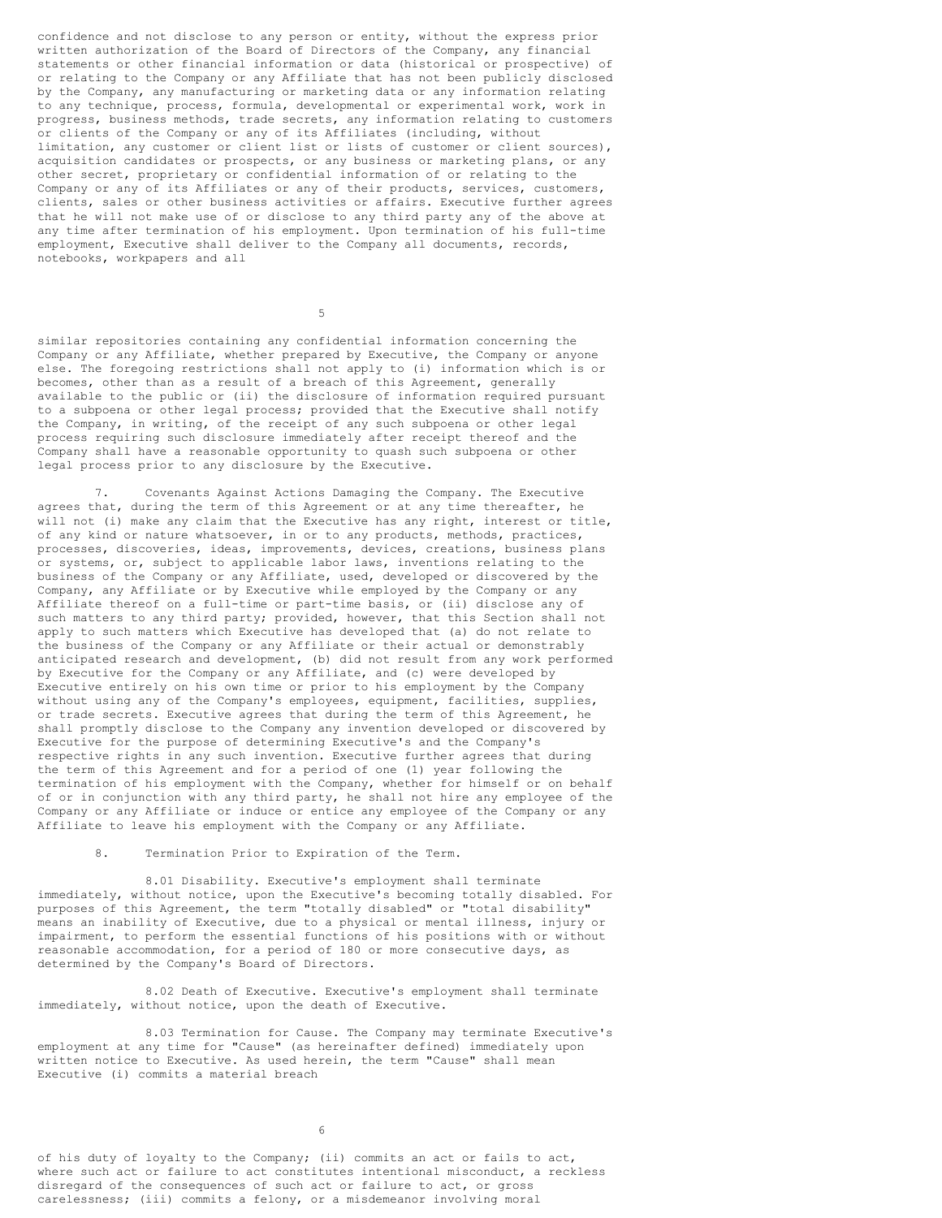confidence and not disclose to any person or entity, without the express prior written authorization of the Board of Directors of the Company, any financial statements or other financial information or data (historical or prospective) of or relating to the Company or any Affiliate that has not been publicly disclosed by the Company, any manufacturing or marketing data or any information relating to any technique, process, formula, developmental or experimental work, work in progress, business methods, trade secrets, any information relating to customers or clients of the Company or any of its Affiliates (including, without limitation, any customer or client list or lists of customer or client sources), acquisition candidates or prospects, or any business or marketing plans, or any other secret, proprietary or confidential information of or relating to the Company or any of its Affiliates or any of their products, services, customers, clients, sales or other business activities or affairs. Executive further agrees that he will not make use of or disclose to any third party any of the above at any time after termination of his employment. Upon termination of his full-time employment, Executive shall deliver to the Company all documents, records, notebooks, workpapers and all similar repositories containing any confidential information concerning the Company or any Affiliate, whether prepared by Executive, the Company or anyone else. The foregoing restrictions shall not apply to (i) information which is or becomes, other than as a result of a breach of this Agreement, generally available to the public or (ii) the disclosure of information required pursuant to a subpoena or other legal process; provided that the Executive shall notify the Company, in writing, of the receipt of any such subpoena or other legal process requiring such disclosure immediately after receipt thereof and the Company shall have a reasonable opportunity to quash such subpoena or other legal process prior to any disclosure by the Executive.

7. Covenants Against Actions Damaging the Company. The Executive agrees that, during the term of this Agreement or at any time thereafter, he will not (i) make any claim that the Executive has any right, interest or title, of any kind or nature whatsoever, in or to any products, methods, practices, processes, discoveries, ideas, improvements, devices, creations, business plans or systems, or, subject to applicable labor laws, inventions relating to the business of the Company or any Affiliate, used, developed or discovered by the Company, any Affiliate or by Executive while employed by the Company or any Affiliate thereof on a full-time or part-time basis, or (ii) disclose any of such matters to any third party; provided, however, that this Section shall not apply to such matters which Executive has developed that (a) do not relate to the business of the Company or any Affiliate or their actual or demonstrably anticipated research and development, (b) did not result from any work performed by Executive for the Company or any Affiliate, and (c) were developed by Executive entirely on his own time or prior to his employment by the Company without using any of the Company's employees, equipment, facilities, supplies, or trade secrets. Executive agrees that during the term of this Agreement, he shall promptly disclose to the Company any invention developed or discovered by Executive for the purpose of determining Executive's and the Company's respective rights in any such invention. Executive further agrees that during the term of this Agreement and for a period of one (1) year following the termination of his employment with the Company, whether for himself or on behalf of or in conjunction with any third party, he shall not hire any employee of the Company or any Affiliate or induce or entice any employee of the Company or any Affiliate to leave his employment with the Company or any Affiliate.

8. Termination Prior to Expiration of the Term.

8.01 Disability. Executive's employment shall terminate immediately, without notice, upon the Executive's becoming totally disabled. For purposes of this Agreement, the term "totally disabled" or "total disability" means an inability of Executive, due to a physical or mental illness, injury or impairment, to perform the essential functions of his positions with or without reasonable accommodation, for a period of 180 or more consecutive days, as determined by the Company's Board of Directors.

8.02 Death of Executive. Executive's employment shall terminate immediately, without notice, upon the death of Executive.

8.03 Termination for Cause. The Company may terminate Executive's employment at any time for "Cause" (as hereinafter defined) immediately upon written notice to Executive. As used herein, the term "Cause" shall mean Executive (i) commits a material breach of his duty of loyalty to the Company; (ii) commits an act or fails to act, where such act or failure to act constitutes intentional misconduct, a reckless disregard of the consequences of such act or failure to act, or gross carelessness; (iii) commits a felony, or a misdemeanor involving moral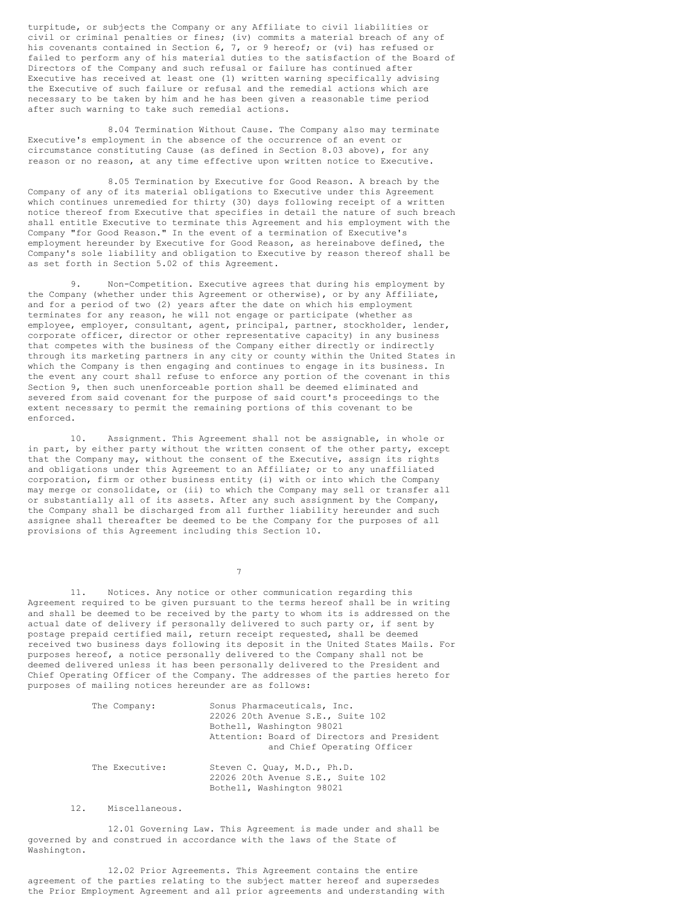turpitude, or subjects the Company or any Affiliate to civil liabilities or civil or criminal penalties or fines; (iv) commits a material breach of any of his covenants contained in Section 6, 7, or 9 hereof; or (vi) has refused or failed to perform any of his material duties to the satisfaction of the Board of Directors of the Company and such refusal or failure has continued after Executive has received at least one (1) written warning specifically advising the Executive of such failure or refusal and the remedial actions which are necessary to be taken by him and he has been given a reasonable time period after such warning to take such remedial actions.

8.04 Termination Without Cause. The Company also may terminate Executive's employment in the absence of the occurrence of an event or circumstance constituting Cause (as defined in Section 8.03 above), for any reason or no reason, at any time effective upon written notice to Executive.

8.05 Termination by Executive for Good Reason. A breach by the Company of any of its material obligations to Executive under this Agreement which continues unremedied for thirty (30) days following receipt of a written notice thereof from Executive that specifies in detail the nature of such breach shall entitle Executive to terminate this Agreement and his employment with the Company "for Good Reason." In the event of a termination of Executive's employment hereunder by Executive for Good Reason, as hereinabove defined, the Company's sole liability and obligation to Executive by reason thereof shall be as set forth in Section 5.02 of this Agreement.

9. Non-Competition. Executive agrees that during his employment by the Company (whether under this Agreement or otherwise), or by any Affiliate, and for a period of two (2) years after the date on which his employment terminates for any reason, he will not engage or participate (whether as employee, employer, consultant, agent, principal, partner, stockholder, lender, corporate officer, director or other representative capacity) in any business that competes with the business of the Company either directly or indirectly through its marketing partners in any city or county within the United States in which the Company is then engaging and continues to engage in its business. In the event any court shall refuse to enforce any portion of the covenant in this Section 9, then such unenforceable portion shall be deemed eliminated and severed from said covenant for the purpose of said court's proceedings to the extent necessary to permit the remaining portions of this covenant to be enforced.

10. Assignment. This Agreement shall not be assignable, in whole or in part, by either party without the written consent of the other party, except that the Company may, without the consent of the Executive, assign its rights and obligations under this Agreement to an Affiliate; or to any unaffiliated corporation, firm or other business entity (i) with or into which the Company may merge or consolidate, or (ii) to which the Company may sell or transfer all or substantially all of its assets. After any such assignment by the Company, the Company shall be discharged from all further liability hereunder and such assignee shall thereafter be deemed to be the Company for the purposes of all provisions of this Agreement including this Section 10.

11. Notices. Any notice or other communication regarding this Agreement required to be given pursuant to the terms hereof shall be in writing and shall be deemed to be received by the party to whom its is addressed on the actual date of delivery if personally delivered to such party or, if sent by postage prepaid certified mail, return receipt requested, shall be deemed received two business days following its deposit in the United States Mails. For purposes hereof, a notice personally delivered to the Company shall not be deemed delivered unless it has been personally delivered to the President and Chief Operating Officer of the Company. The addresses of the parties hereto for purposes of mailing notices hereunder are as follows:

The Company:
Sonus Pharmaceuticals, Inc.
22026 20th Avenue S.E., Suite 102
Bothell, Washington 98021
Attention: Board of Directors and President and Chief Operating Officer

The Executive:
Steven C. Quay, M.D., Ph.D.
22026 20th Avenue S.E., Suite 102
Bothell, Washington 98021

12. Miscellaneous.

12.01 Governing Law. This Agreement is made under and shall be governed by and construed in accordance with the laws of the State of Washington.

12.02 Prior Agreements. This Agreement contains the entire agreement of the parties relating to the subject matter hereof and supersedes the Prior Employment Agreement and all prior agreements and understanding with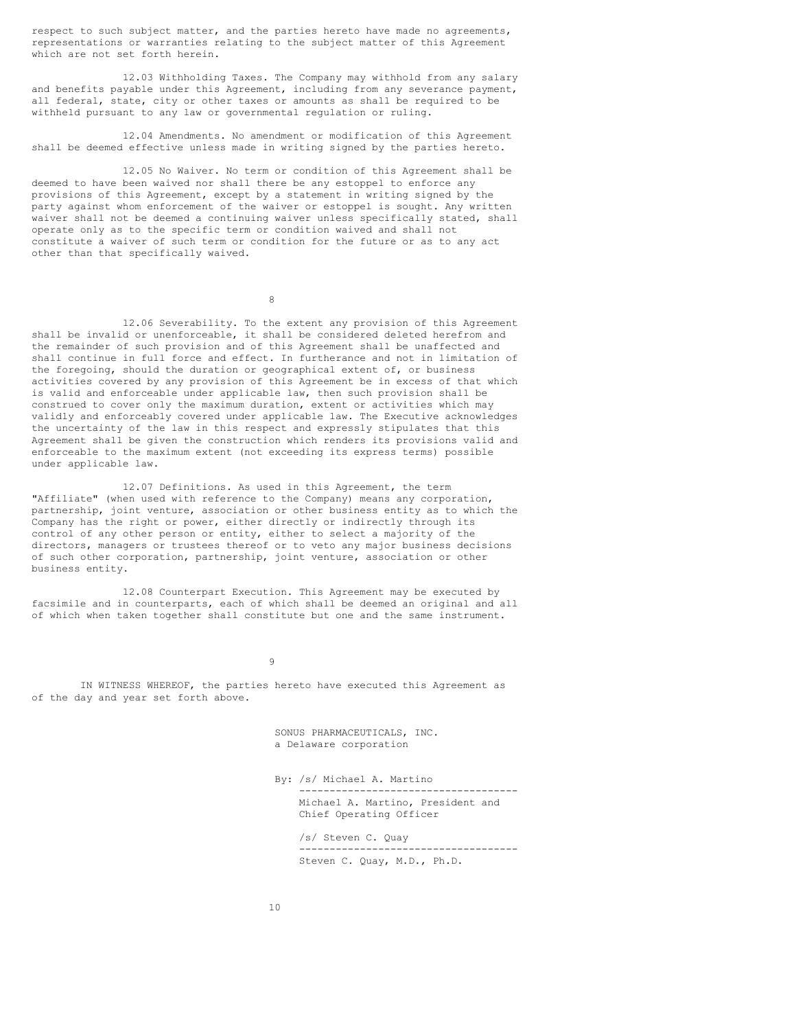respect to such subject matter, and the parties hereto have made no agreements, representations or warranties relating to the subject matter of this Agreement which are not set forth herein.

12.03 Withholding Taxes. The Company may withhold from any salary and benefits payable under this Agreement, including from any severance payment, all federal, state, city or other taxes or amounts as shall be required to be withheld pursuant to any law or governmental regulation or ruling.

12.04 Amendments. No amendment or modification of this Agreement shall be deemed effective unless made in writing signed by the parties hereto.

12.05 No Waiver. No term or condition of this Agreement shall be deemed to have been waived nor shall there be any estoppel to enforce any provisions of this Agreement, except by a statement in writing signed by the party against whom enforcement of the waiver or estoppel is sought. Any written waiver shall not be deemed a continuing waiver unless specifically stated, shall operate only as to the specific term or condition waived and shall not constitute a waiver of such term or condition for the future or as to any act other than that specifically waived.

12.06 Severability. To the extent any provision of this Agreement shall be invalid or unenforceable, it shall be considered deleted herefrom and the remainder of such provision and of this Agreement shall be unaffected and shall continue in full force and effect. In furtherance and not in limitation of the foregoing, should the duration or geographical extent of, or business activities covered by any provision of this Agreement be in excess of that which is valid and enforceable under applicable law, then such provision shall be construed to cover only the maximum duration, extent or activities which may validly and enforceably covered under applicable law. The Executive acknowledges the uncertainty of the law in this respect and expressly stipulates that this Agreement shall be given the construction which renders its provisions valid and enforceable to the maximum extent (not exceeding its express terms) possible under applicable law.

12.07 Definitions. As used in this Agreement, the term "Affiliate" (when used with reference to the Company) means any corporation, partnership, joint venture, association or other business entity as to which the Company has the right or power, either directly or indirectly through its control of any other person or entity, either to select a majority of the directors, managers or trustees thereof or to veto any major business decisions of such other corporation, partnership, joint venture, association or other business entity.

12.08 Counterpart Execution. This Agreement may be executed by facsimile and in counterparts, each of which shall be deemed an original and all of which when taken together shall constitute but one and the same instrument.

IN WITNESS WHEREOF, the parties hereto have executed this Agreement as of the day and year set forth above.

SONUS PHARMACEUTICALS, INC.
a Delaware corporation

By: /s/ Michael A. Martino
------------------------------------
Michael A. Martino, President and
Chief Operating Officer

/s/ Steven C. Quay
------------------------------------
Steven C. Quay, M.D., Ph.D.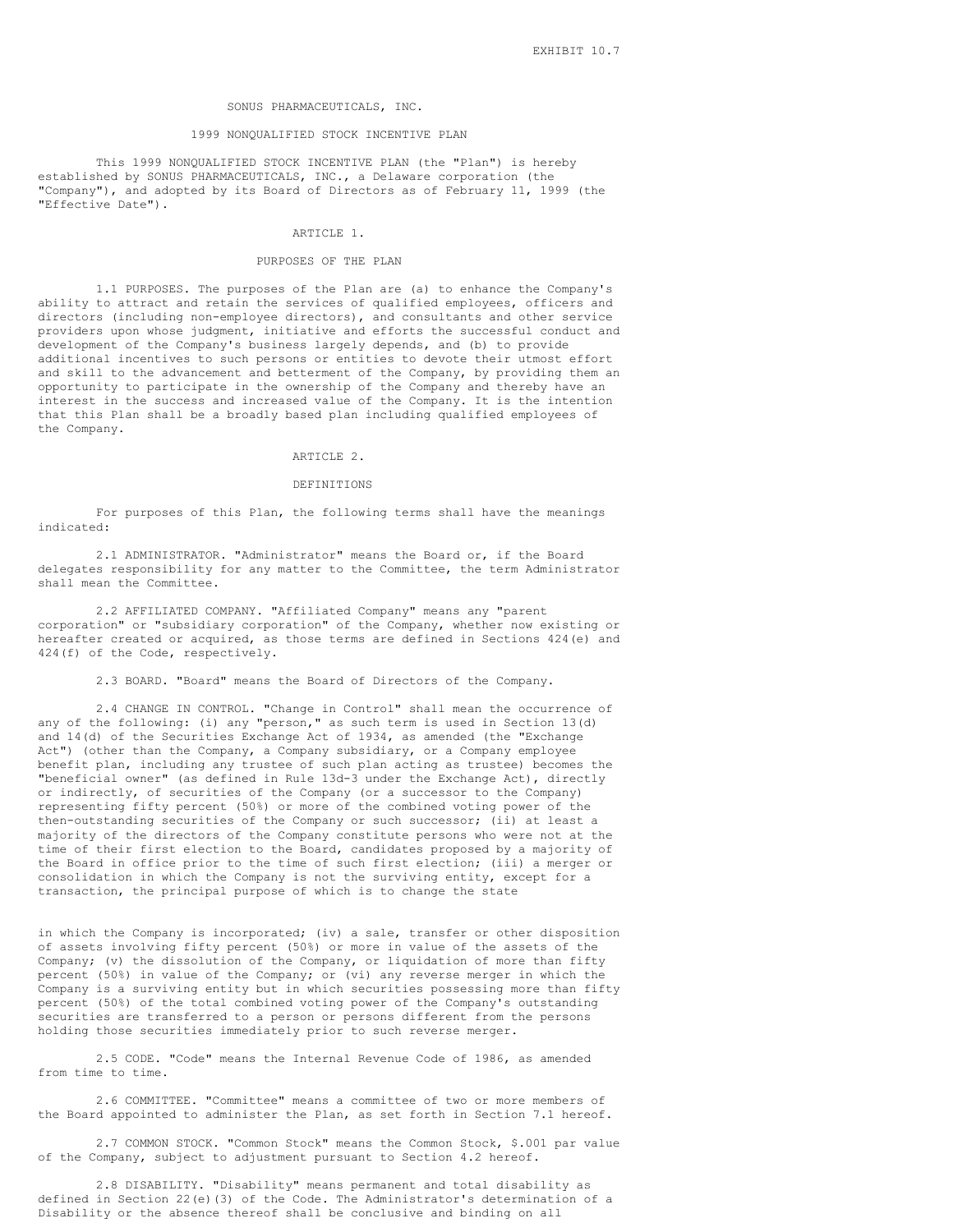EXHIBIT 10.7

SONUS PHARMACEUTICALS, INC.

1999 NONQUALIFIED STOCK INCENTIVE PLAN

This 1999 NONQUALIFIED STOCK INCENTIVE PLAN (the "Plan") is hereby established by SONUS PHARMACEUTICALS, INC., a Delaware corporation (the "Company"), and adopted by its Board of Directors as of February 11, 1999 (the "Effective Date").

## ARTICLE 1.

## PURPOSES OF THE PLAN

1.1 PURPOSES. The purposes of the Plan are (a) to enhance the Company's ability to attract and retain the services of qualified employees, officers and directors (including non-employee directors), and consultants and other service providers upon whose judgment, initiative and efforts the successful conduct and development of the Company's business largely depends, and (b) to provide additional incentives to such persons or entities to devote their utmost effort and skill to the advancement and betterment of the Company, by providing them an opportunity to participate in the ownership of the Company and thereby have an interest in the success and increased value of the Company. It is the intention that this Plan shall be a broadly based plan including qualified employees of the Company.

## ARTICLE 2.

## DEFINITIONS

For purposes of this Plan, the following terms shall have the meanings indicated:

2.1 ADMINISTRATOR. "Administrator" means the Board or, if the Board delegates responsibility for any matter to the Committee, the term Administrator shall mean the Committee.

2.2 AFFILIATED COMPANY. "Affiliated Company" means any "parent corporation" or "subsidiary corporation" of the Company, whether now existing or hereafter created or acquired, as those terms are defined in Sections 424(e) and 424(f) of the Code, respectively.

2.3 BOARD. "Board" means the Board of Directors of the Company.

2.4 CHANGE IN CONTROL. "Change in Control" shall mean the occurrence of any of the following: (i) any "person," as such term is used in Section 13(d) and 14(d) of the Securities Exchange Act of 1934, as amended (the "Exchange Act") (other than the Company, a Company subsidiary, or a Company employee benefit plan, including any trustee of such plan acting as trustee) becomes the "beneficial owner" (as defined in Rule 13d-3 under the Exchange Act), directly or indirectly, of securities of the Company (or a successor to the Company) representing fifty percent (50%) or more of the combined voting power of the then-outstanding securities of the Company or such successor; (ii) at least a majority of the directors of the Company constitute persons who were not at the time of their first election to the Board, candidates proposed by a majority of the Board in office prior to the time of such first election; (iii) a merger or consolidation in which the Company is not the surviving entity, except for a transaction, the principal purpose of which is to change the state in which the Company is incorporated; (iv) a sale, transfer or other disposition of assets involving fifty percent (50%) or more in value of the assets of the Company; (v) the dissolution of the Company, or liquidation of more than fifty percent (50%) in value of the Company; or (vi) any reverse merger in which the Company is a surviving entity but in which securities possessing more than fifty percent (50%) of the total combined voting power of the Company's outstanding securities are transferred to a person or persons different from the persons holding those securities immediately prior to such reverse merger.

2.5 CODE. "Code" means the Internal Revenue Code of 1986, as amended from time to time.

2.6 COMMITTEE. "Committee" means a committee of two or more members of the Board appointed to administer the Plan, as set forth in Section 7.1 hereof.

2.7 COMMON STOCK. "Common Stock" means the Common Stock, $.001 par value of the Company, subject to adjustment pursuant to Section 4.2 hereof.

2.8 DISABILITY. "Disability" means permanent and total disability as defined in Section 22(e)(3) of the Code. The Administrator's determination of a Disability or the absence thereof shall be conclusive and binding on all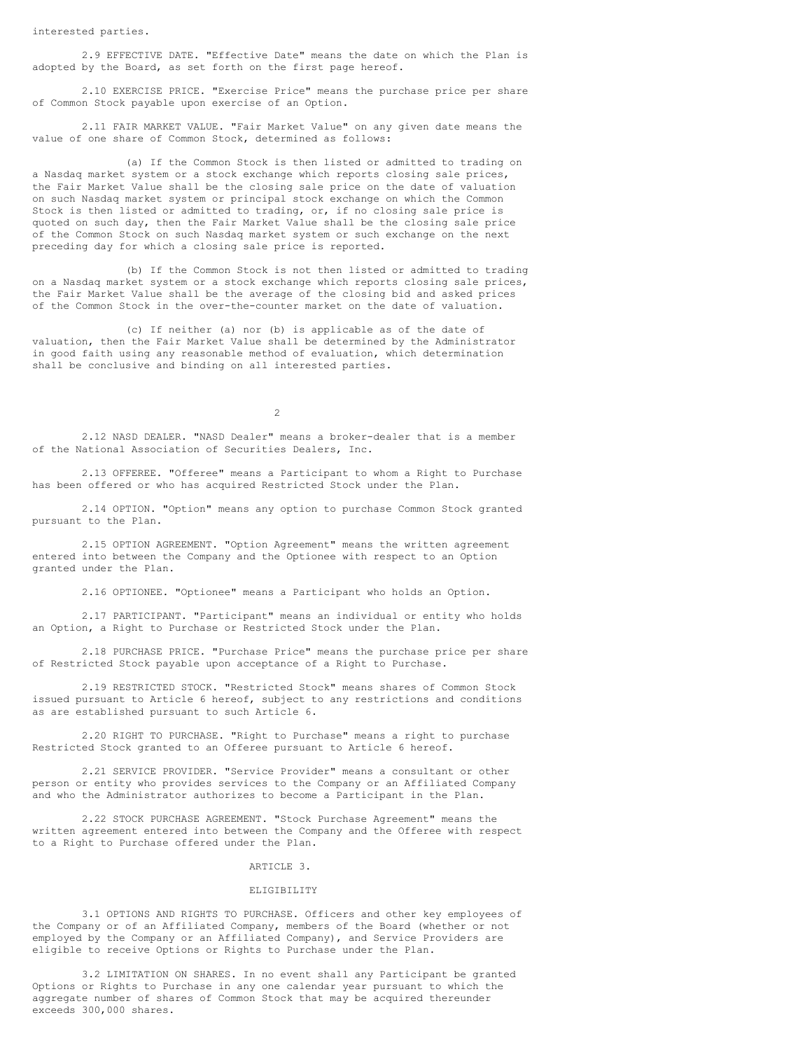interested parties.

2.9 EFFECTIVE DATE. "Effective Date" means the date on which the Plan is adopted by the Board, as set forth on the first page hereof.

2.10 EXERCISE PRICE. "Exercise Price" means the purchase price per share of Common Stock payable upon exercise of an Option.

2.11 FAIR MARKET VALUE. "Fair Market Value" on any given date means the value of one share of Common Stock, determined as follows:

(a) If the Common Stock is then listed or admitted to trading on a Nasdaq market system or a stock exchange which reports closing sale prices, the Fair Market Value shall be the closing sale price on the date of valuation on such Nasdaq market system or principal stock exchange on which the Common Stock is then listed or admitted to trading, or, if no closing sale price is quoted on such day, then the Fair Market Value shall be the closing sale price of the Common Stock on such Nasdaq market system or such exchange on the next preceding day for which a closing sale price is reported.

(b) If the Common Stock is not then listed or admitted to trading on a Nasdaq market system or a stock exchange which reports closing sale prices, the Fair Market Value shall be the average of the closing bid and asked prices of the Common Stock in the over-the-counter market on the date of valuation.

(c) If neither (a) nor (b) is applicable as of the date of valuation, then the Fair Market Value shall be determined by the Administrator in good faith using any reasonable method of evaluation, which determination shall be conclusive and binding on all interested parties.

2.12 NASD DEALER. "NASD Dealer" means a broker-dealer that is a member of the National Association of Securities Dealers, Inc.

2.13 OFFEREE. "Offeree" means a Participant to whom a Right to Purchase has been offered or who has acquired Restricted Stock under the Plan.

2.14 OPTION. "Option" means any option to purchase Common Stock granted pursuant to the Plan.

2.15 OPTION AGREEMENT. "Option Agreement" means the written agreement entered into between the Company and the Optionee with respect to an Option granted under the Plan.

2.16 OPTIONEE. "Optionee" means a Participant who holds an Option.

2.17 PARTICIPANT. "Participant" means an individual or entity who holds an Option, a Right to Purchase or Restricted Stock under the Plan.

2.18 PURCHASE PRICE. "Purchase Price" means the purchase price per share of Restricted Stock payable upon acceptance of a Right to Purchase.

2.19 RESTRICTED STOCK. "Restricted Stock" means shares of Common Stock issued pursuant to Article 6 hereof, subject to any restrictions and conditions as are established pursuant to such Article 6.

2.20 RIGHT TO PURCHASE. "Right to Purchase" means a right to purchase Restricted Stock granted to an Offeree pursuant to Article 6 hereof.

2.21 SERVICE PROVIDER. "Service Provider" means a consultant or other person or entity who provides services to the Company or an Affiliated Company and who the Administrator authorizes to become a Participant in the Plan.

2.22 STOCK PURCHASE AGREEMENT. "Stock Purchase Agreement" means the written agreement entered into between the Company and the Offeree with respect to a Right to Purchase offered under the Plan.

## ARTICLE 3.

## ELIGIBILITY

3.1 OPTIONS AND RIGHTS TO PURCHASE. Officers and other key employees of the Company or of an Affiliated Company, members of the Board (whether or not employed by the Company or an Affiliated Company), and Service Providers are eligible to receive Options or Rights to Purchase under the Plan.

3.2 LIMITATION ON SHARES. In no event shall any Participant be granted Options or Rights to Purchase in any one calendar year pursuant to which the aggregate number of shares of Common Stock that may be acquired thereunder exceeds 300,000 shares.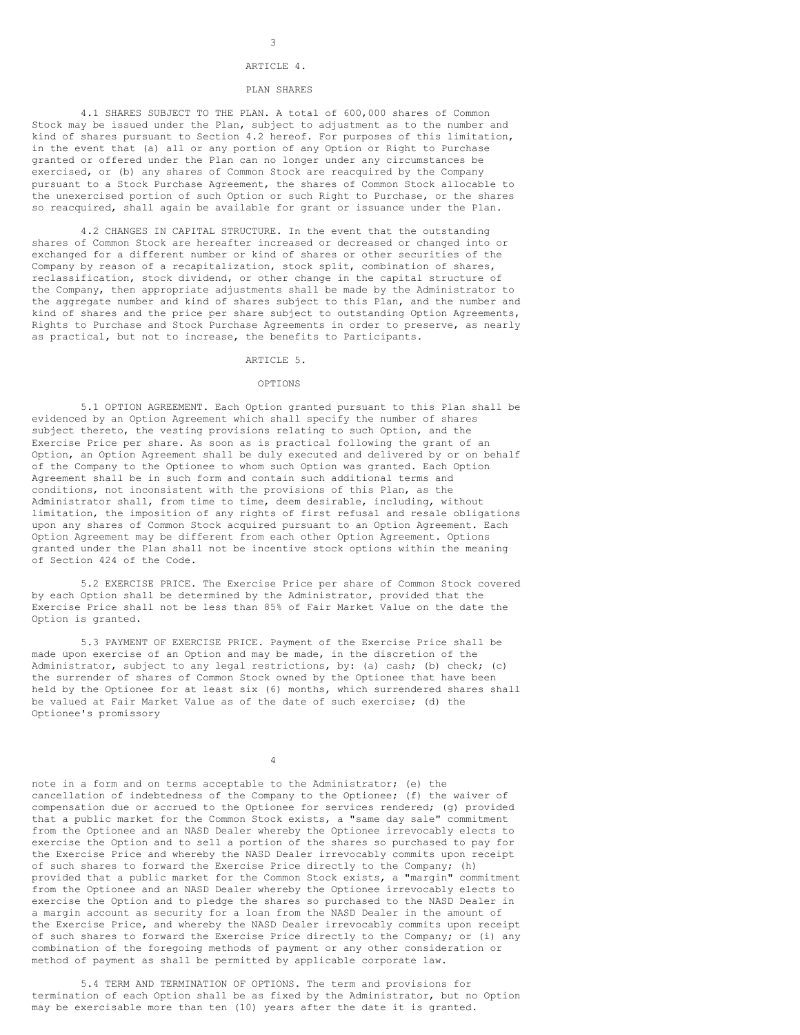## ARTICLE 4.

## PLAN SHARES

4.1 SHARES SUBJECT TO THE PLAN. A total of 600,000 shares of Common Stock may be issued under the Plan, subject to adjustment as to the number and kind of shares pursuant to Section 4.2 hereof. For purposes of this limitation, in the event that (a) all or any portion of any Option or Right to Purchase granted or offered under the Plan can no longer under any circumstances be exercised, or (b) any shares of Common Stock are reacquired by the Company pursuant to a Stock Purchase Agreement, the shares of Common Stock allocable to the unexercised portion of such Option or such Right to Purchase, or the shares so reacquired, shall again be available for grant or issuance under the Plan.

4.2 CHANGES IN CAPITAL STRUCTURE. In the event that the outstanding shares of Common Stock are hereafter increased or decreased or changed into or exchanged for a different number or kind of shares or other securities of the Company by reason of a recapitalization, stock split, combination of shares, reclassification, stock dividend, or other change in the capital structure of the Company, then appropriate adjustments shall be made by the Administrator to the aggregate number and kind of shares subject to this Plan, and the number and kind of shares and the price per share subject to outstanding Option Agreements, Rights to Purchase and Stock Purchase Agreements in order to preserve, as nearly as practical, but not to increase, the benefits to Participants.

## ARTICLE 5.

## OPTIONS

5.1 OPTION AGREEMENT. Each Option granted pursuant to this Plan shall be evidenced by an Option Agreement which shall specify the number of shares subject thereto, the vesting provisions relating to such Option, and the Exercise Price per share. As soon as is practical following the grant of an Option, an Option Agreement shall be duly executed and delivered by or on behalf of the Company to the Optionee to whom such Option was granted. Each Option Agreement shall be in such form and contain such additional terms and conditions, not inconsistent with the provisions of this Plan, as the Administrator shall, from time to time, deem desirable, including, without limitation, the imposition of any rights of first refusal and resale obligations upon any shares of Common Stock acquired pursuant to an Option Agreement. Each Option Agreement may be different from each other Option Agreement. Options granted under the Plan shall not be incentive stock options within the meaning of Section 424 of the Code.

5.2 EXERCISE PRICE. The Exercise Price per share of Common Stock covered by each Option shall be determined by the Administrator, provided that the Exercise Price shall not be less than 85% of Fair Market Value on the date the Option is granted.

5.3 PAYMENT OF EXERCISE PRICE. Payment of the Exercise Price shall be made upon exercise of an Option and may be made, in the discretion of the Administrator, subject to any legal restrictions, by: (a) cash; (b) check; (c) the surrender of shares of Common Stock owned by the Optionee that have been held by the Optionee for at least six (6) months, which surrendered shares shall be valued at Fair Market Value as of the date of such exercise; (d) the Optionee's promissory note in a form and on terms acceptable to the Administrator; (e) the cancellation of indebtedness of the Company to the Optionee; (f) the waiver of compensation due or accrued to the Optionee for services rendered; (g) provided that a public market for the Common Stock exists, a "same day sale" commitment from the Optionee and an NASD Dealer whereby the Optionee irrevocably elects to exercise the Option and to sell a portion of the shares so purchased to pay for the Exercise Price and whereby the NASD Dealer irrevocably commits upon receipt of such shares to forward the Exercise Price directly to the Company; (h) provided that a public market for the Common Stock exists, a "margin" commitment from the Optionee and an NASD Dealer whereby the Optionee irrevocably elects to exercise the Option and to pledge the shares so purchased to the NASD Dealer in a margin account as security for a loan from the NASD Dealer in the amount of the Exercise Price, and whereby the NASD Dealer irrevocably commits upon receipt of such shares to forward the Exercise Price directly to the Company; or (i) any combination of the foregoing methods of payment or any other consideration or method of payment as shall be permitted by applicable corporate law.

5.4 TERM AND TERMINATION OF OPTIONS. The term and provisions for termination of each Option shall be as fixed by the Administrator, but no Option may be exercisable more than ten (10) years after the date it is granted.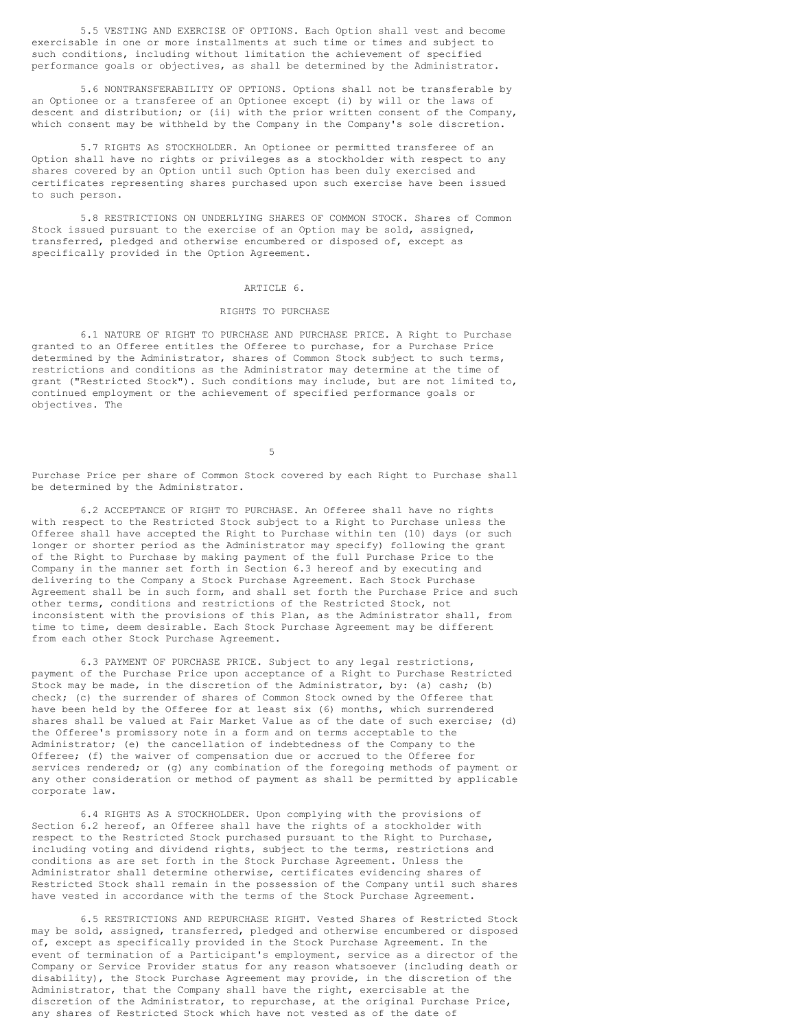5.5 VESTING AND EXERCISE OF OPTIONS. Each Option shall vest and become exercisable in one or more installments at such time or times and subject to such conditions, including without limitation the achievement of specified performance goals or objectives, as shall be determined by the Administrator.

5.6 NONTRANSFERABILITY OF OPTIONS. Options shall not be transferable by an Optionee or a transferee of an Optionee except (i) by will or the laws of descent and distribution; or (ii) with the prior written consent of the Company, which consent may be withheld by the Company in the Company's sole discretion.

5.7 RIGHTS AS STOCKHOLDER. An Optionee or permitted transferee of an Option shall have no rights or privileges as a stockholder with respect to any shares covered by an Option until such Option has been duly exercised and certificates representing shares purchased upon such exercise have been issued to such person.

5.8 RESTRICTIONS ON UNDERLYING SHARES OF COMMON STOCK. Shares of Common Stock issued pursuant to the exercise of an Option may be sold, assigned, transferred, pledged and otherwise encumbered or disposed of, except as specifically provided in the Option Agreement.

## ARTICLE 6.

## RIGHTS TO PURCHASE

6.1 NATURE OF RIGHT TO PURCHASE AND PURCHASE PRICE. A Right to Purchase granted to an Offeree entitles the Offeree to purchase, for a Purchase Price determined by the Administrator, shares of Common Stock subject to such terms, restrictions and conditions as the Administrator may determine at the time of grant ("Restricted Stock"). Such conditions may include, but are not limited to, continued employment or the achievement of specified performance goals or objectives. The Purchase Price per share of Common Stock covered by each Right to Purchase shall be determined by the Administrator.

6.2 ACCEPTANCE OF RIGHT TO PURCHASE. An Offeree shall have no rights with respect to the Restricted Stock subject to a Right to Purchase unless the Offeree shall have accepted the Right to Purchase within ten (10) days (or such longer or shorter period as the Administrator may specify) following the grant of the Right to Purchase by making payment of the full Purchase Price to the Company in the manner set forth in Section 6.3 hereof and by executing and delivering to the Company a Stock Purchase Agreement. Each Stock Purchase Agreement shall be in such form, and shall set forth the Purchase Price and such other terms, conditions and restrictions of the Restricted Stock, not inconsistent with the provisions of this Plan, as the Administrator shall, from time to time, deem desirable. Each Stock Purchase Agreement may be different from each other Stock Purchase Agreement.

6.3 PAYMENT OF PURCHASE PRICE. Subject to any legal restrictions, payment of the Purchase Price upon acceptance of a Right to Purchase Restricted Stock may be made, in the discretion of the Administrator, by: (a) cash; (b) check; (c) the surrender of shares of Common Stock owned by the Offeree that have been held by the Offeree for at least six (6) months, which surrendered shares shall be valued at Fair Market Value as of the date of such exercise; (d) the Offeree's promissory note in a form and on terms acceptable to the Administrator; (e) the cancellation of indebtedness of the Company to the Offeree; (f) the waiver of compensation due or accrued to the Offeree for services rendered; or (g) any combination of the foregoing methods of payment or any other consideration or method of payment as shall be permitted by applicable corporate law.

6.4 RIGHTS AS A STOCKHOLDER. Upon complying with the provisions of Section 6.2 hereof, an Offeree shall have the rights of a stockholder with respect to the Restricted Stock purchased pursuant to the Right to Purchase, including voting and dividend rights, subject to the terms, restrictions and conditions as are set forth in the Stock Purchase Agreement. Unless the Administrator shall determine otherwise, certificates evidencing shares of Restricted Stock shall remain in the possession of the Company until such shares have vested in accordance with the terms of the Stock Purchase Agreement.

6.5 RESTRICTIONS AND REPURCHASE RIGHT. Vested Shares of Restricted Stock may be sold, assigned, transferred, pledged and otherwise encumbered or disposed of, except as specifically provided in the Stock Purchase Agreement. In the event of termination of a Participant's employment, service as a director of the Company or Service Provider status for any reason whatsoever (including death or disability), the Stock Purchase Agreement may provide, in the discretion of the Administrator, that the Company shall have the right, exercisable at the discretion of the Administrator, to repurchase, at the original Purchase Price, any shares of Restricted Stock which have not vested as of the date of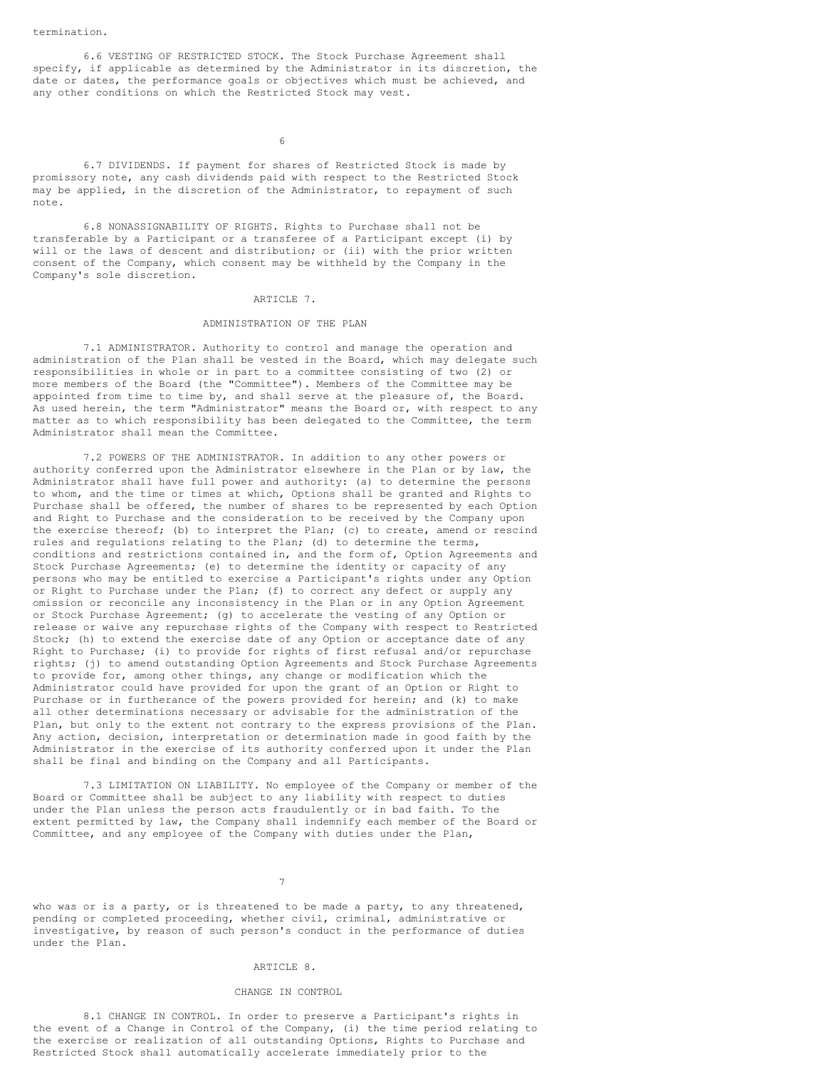termination.

6.6 VESTING OF RESTRICTED STOCK. The Stock Purchase Agreement shall specify, if applicable as determined by the Administrator in its discretion, the date or dates, the performance goals or objectives which must be achieved, and any other conditions on which the Restricted Stock may vest.

6.7 DIVIDENDS. If payment for shares of Restricted Stock is made by promissory note, any cash dividends paid with respect to the Restricted Stock may be applied, in the discretion of the Administrator, to repayment of such note.

6.8 NONASSIGNABILITY OF RIGHTS. Rights to Purchase shall not be transferable by a Participant or a transferee of a Participant except (i) by will or the laws of descent and distribution; or (ii) with the prior written consent of the Company, which consent may be withheld by the Company in the Company's sole discretion.

## ARTICLE 7.

## ADMINISTRATION OF THE PLAN

7.1 ADMINISTRATOR. Authority to control and manage the operation and administration of the Plan shall be vested in the Board, which may delegate such responsibilities in whole or in part to a committee consisting of two (2) or more members of the Board (the "Committee"). Members of the Committee may be appointed from time to time by, and shall serve at the pleasure of, the Board. As used herein, the term "Administrator" means the Board or, with respect to any matter as to which responsibility has been delegated to the Committee, the term Administrator shall mean the Committee.

7.2 POWERS OF THE ADMINISTRATOR. In addition to any other powers or authority conferred upon the Administrator elsewhere in the Plan or by law, the Administrator shall have full power and authority: (a) to determine the persons to whom, and the time or times at which, Options shall be granted and Rights to Purchase shall be offered, the number of shares to be represented by each Option and Right to Purchase and the consideration to be received by the Company upon the exercise thereof; (b) to interpret the Plan; (c) to create, amend or rescind rules and regulations relating to the Plan; (d) to determine the terms, conditions and restrictions contained in, and the form of, Option Agreements and Stock Purchase Agreements; (e) to determine the identity or capacity of any persons who may be entitled to exercise a Participant's rights under any Option or Right to Purchase under the Plan; (f) to correct any defect or supply any omission or reconcile any inconsistency in the Plan or in any Option Agreement or Stock Purchase Agreement; (g) to accelerate the vesting of any Option or release or waive any repurchase rights of the Company with respect to Restricted Stock; (h) to extend the exercise date of any Option or acceptance date of any Right to Purchase; (i) to provide for rights of first refusal and/or repurchase rights; (j) to amend outstanding Option Agreements and Stock Purchase Agreements to provide for, among other things, any change or modification which the Administrator could have provided for upon the grant of an Option or Right to Purchase or in furtherance of the powers provided for herein; and (k) to make all other determinations necessary or advisable for the administration of the Plan, but only to the extent not contrary to the express provisions of the Plan. Any action, decision, interpretation or determination made in good faith by the Administrator in the exercise of its authority conferred upon it under the Plan shall be final and binding on the Company and all Participants.

7.3 LIMITATION ON LIABILITY. No employee of the Company or member of the Board or Committee shall be subject to any liability with respect to duties under the Plan unless the person acts fraudulently or in bad faith. To the extent permitted by law, the Company shall indemnify each member of the Board or Committee, and any employee of the Company with duties under the Plan, who was or is a party, or is threatened to be made a party, to any threatened, pending or completed proceeding, whether civil, criminal, administrative or investigative, by reason of such person's conduct in the performance of duties under the Plan.

## ARTICLE 8.

## CHANGE IN CONTROL

8.1 CHANGE IN CONTROL. In order to preserve a Participant's rights in the event of a Change in Control of the Company, (i) the time period relating to the exercise or realization of all outstanding Options, Rights to Purchase and Restricted Stock shall automatically accelerate immediately prior to the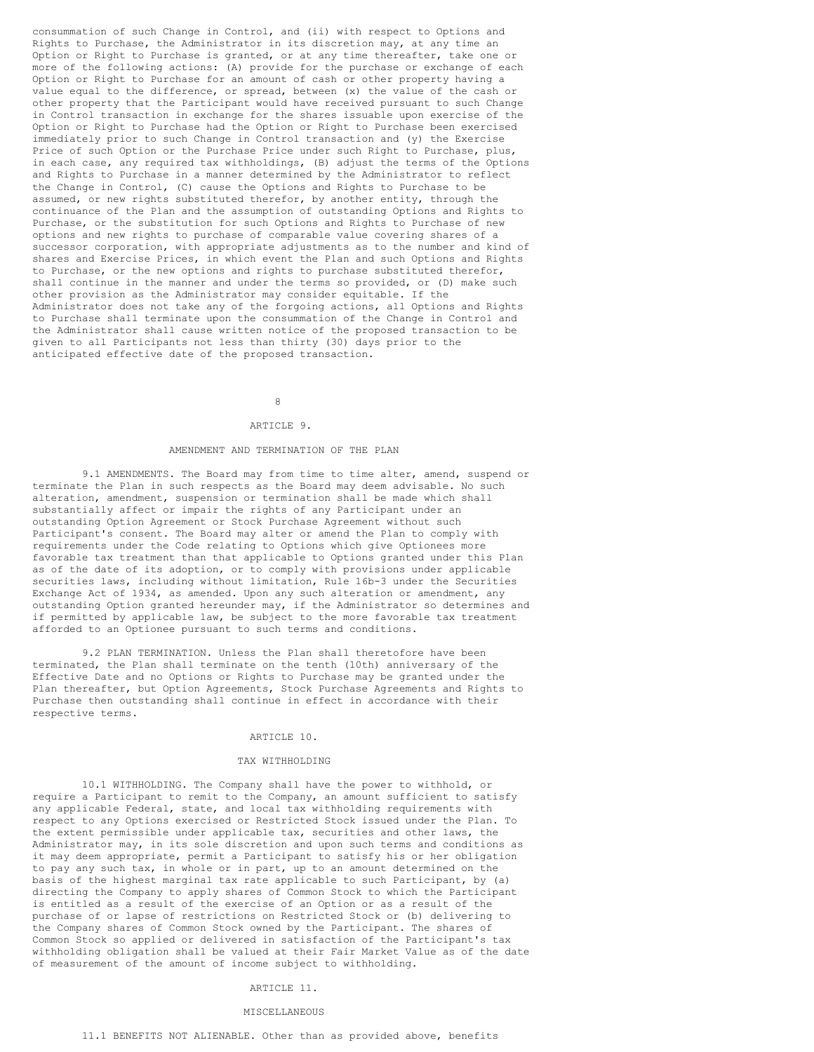consummation of such Change in Control, and (ii) with respect to Options and Rights to Purchase, the Administrator in its discretion may, at any time an Option or Right to Purchase is granted, or at any time thereafter, take one or more of the following actions: (A) provide for the purchase or exchange of each Option or Right to Purchase for an amount of cash or other property having a value equal to the difference, or spread, between (x) the value of the cash or other property that the Participant would have received pursuant to such Change in Control transaction in exchange for the shares issuable upon exercise of the Option or Right to Purchase had the Option or Right to Purchase been exercised immediately prior to such Change in Control transaction and (y) the Exercise Price of such Option or the Purchase Price under such Right to Purchase, plus, in each case, any required tax withholdings, (B) adjust the terms of the Options and Rights to Purchase in a manner determined by the Administrator to reflect the Change in Control, (C) cause the Options and Rights to Purchase to be assumed, or new rights substituted therefor, by another entity, through the continuance of the Plan and the assumption of outstanding Options and Rights to Purchase, or the substitution for such Options and Rights to Purchase of new options and new rights to purchase of comparable value covering shares of a successor corporation, with appropriate adjustments as to the number and kind of shares and Exercise Prices, in which event the Plan and such Options and Rights to Purchase, or the new options and rights to purchase substituted therefor, shall continue in the manner and under the terms so provided, or (D) make such other provision as the Administrator may consider equitable. If the Administrator does not take any of the forgoing actions, all Options and Rights to Purchase shall terminate upon the consummation of the Change in Control and the Administrator shall cause written notice of the proposed transaction to be given to all Participants not less than thirty (30) days prior to the anticipated effective date of the proposed transaction.

## ARTICLE 9.

## AMENDMENT AND TERMINATION OF THE PLAN

9.1 AMENDMENTS. The Board may from time to time alter, amend, suspend or terminate the Plan in such respects as the Board may deem advisable. No such alteration, amendment, suspension or termination shall be made which shall substantially affect or impair the rights of any Participant under an outstanding Option Agreement or Stock Purchase Agreement without such Participant's consent. The Board may alter or amend the Plan to comply with requirements under the Code relating to Options which give Optionees more favorable tax treatment than that applicable to Options granted under this Plan as of the date of its adoption, or to comply with provisions under applicable securities laws, including without limitation, Rule 16b-3 under the Securities Exchange Act of 1934, as amended. Upon any such alteration or amendment, any outstanding Option granted hereunder may, if the Administrator so determines and if permitted by applicable law, be subject to the more favorable tax treatment afforded to an Optionee pursuant to such terms and conditions.

9.2 PLAN TERMINATION. Unless the Plan shall theretofore have been terminated, the Plan shall terminate on the tenth (10th) anniversary of the Effective Date and no Options or Rights to Purchase may be granted under the Plan thereafter, but Option Agreements, Stock Purchase Agreements and Rights to Purchase then outstanding shall continue in effect in accordance with their respective terms.

## ARTICLE 10.

## TAX WITHHOLDING

10.1 WITHHOLDING. The Company shall have the power to withhold, or require a Participant to remit to the Company, an amount sufficient to satisfy any applicable Federal, state, and local tax withholding requirements with respect to any Options exercised or Restricted Stock issued under the Plan. To the extent permissible under applicable tax, securities and other laws, the Administrator may, in its sole discretion and upon such terms and conditions as it may deem appropriate, permit a Participant to satisfy his or her obligation to pay any such tax, in whole or in part, up to an amount determined on the basis of the highest marginal tax rate applicable to such Participant, by (a) directing the Company to apply shares of Common Stock to which the Participant is entitled as a result of the exercise of an Option or as a result of the purchase of or lapse of restrictions on Restricted Stock or (b) delivering to the Company shares of Common Stock owned by the Participant. The shares of Common Stock so applied or delivered in satisfaction of the Participant's tax withholding obligation shall be valued at their Fair Market Value as of the date of measurement of the amount of income subject to withholding.

## ARTICLE 11.

## MISCELLANEOUS

11.1 BENEFITS NOT ALIENABLE. Other than as provided above, benefits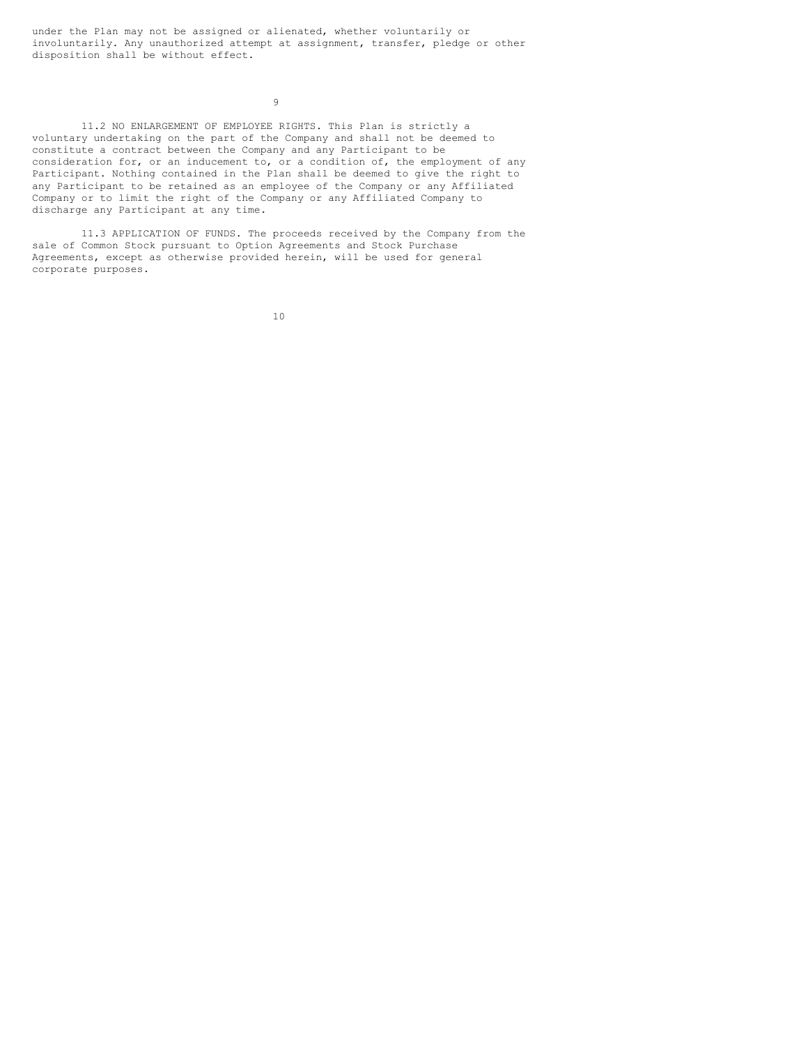under the Plan may not be assigned or alienated, whether voluntarily or involuntarily. Any unauthorized attempt at assignment, transfer, pledge or other disposition shall be without effect.

11.2 NO ENLARGEMENT OF EMPLOYEE RIGHTS. This Plan is strictly a voluntary undertaking on the part of the Company and shall not be deemed to constitute a contract between the Company and any Participant to be consideration for, or an inducement to, or a condition of, the employment of any Participant. Nothing contained in the Plan shall be deemed to give the right to any Participant to be retained as an employee of the Company or any Affiliated Company or to limit the right of the Company or any Affiliated Company to discharge any Participant at any time.

11.3 APPLICATION OF FUNDS. The proceeds received by the Company from the sale of Common Stock pursuant to Option Agreements and Stock Purchase Agreements, except as otherwise provided herein, will be used for general corporate purposes.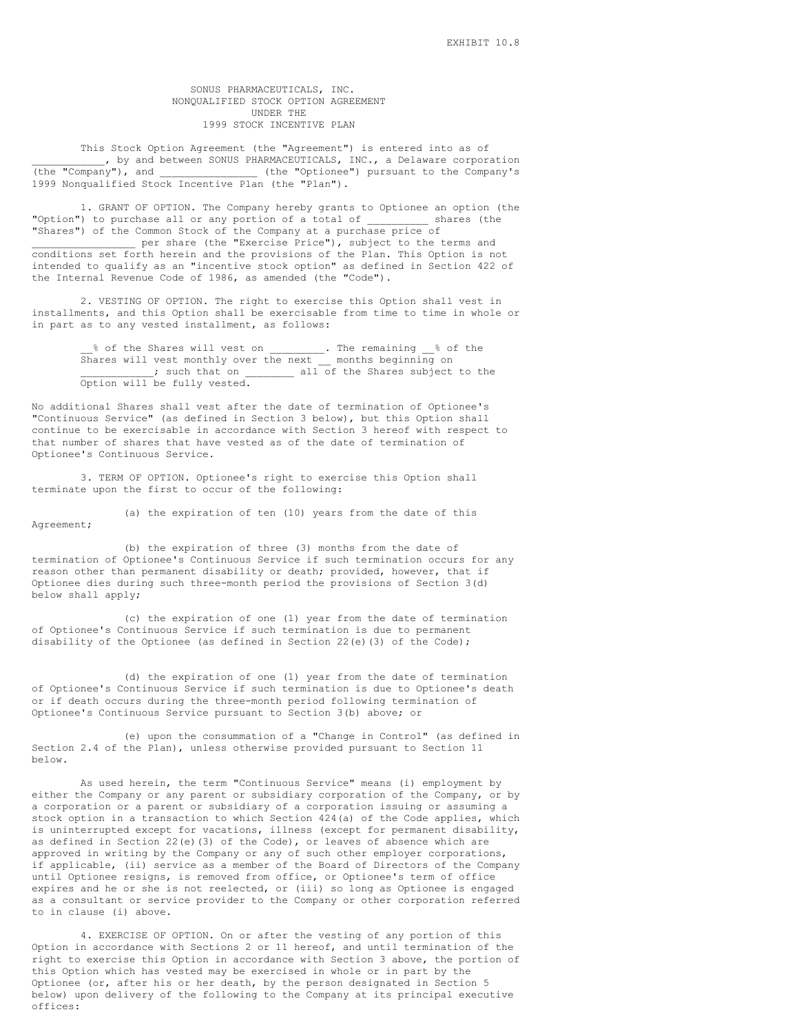EXHIBIT 10.8

# SONUS PHARMACEUTICALS, INC.
## NONQUALIFIED STOCK OPTION AGREEMENT
## UNDER THE
## 1999 STOCK INCENTIVE PLAN

This Stock Option Agreement (the "Agreement") is entered into as of ___________, by and between SONUS PHARMACEUTICALS, INC., a Delaware corporation (the "Company"), and _______________ (the "Optionee") pursuant to the Company's 1999 Nonqualified Stock Incentive Plan (the "Plan").

1. GRANT OF OPTION. The Company hereby grants to Optionee an option (the "Option") to purchase all or any portion of a total of __________ shares (the "Shares") of the Common Stock of the Company at a purchase price of ________________ per share (the "Exercise Price"), subject to the terms and conditions set forth herein and the provisions of the Plan. This Option is not intended to qualify as an "incentive stock option" as defined in Section 422 of the Internal Revenue Code of 1986, as amended (the "Code").

2. VESTING OF OPTION. The right to exercise this Option shall vest in installments, and this Option shall be exercisable from time to time in whole or in part as to any vested installment, as follows:

> __% of the Shares will vest on _________. The remaining __% of the Shares will vest monthly over the next __ months beginning on ___________; such that on ________ all of the Shares subject to the Option will be fully vested.

No additional Shares shall vest after the date of termination of Optionee's "Continuous Service" (as defined in Section 3 below), but this Option shall continue to be exercisable in accordance with Section 3 hereof with respect to that number of shares that have vested as of the date of termination of Optionee's Continuous Service.

3. TERM OF OPTION. Optionee's right to exercise this Option shall terminate upon the first to occur of the following:

(a) the expiration of ten (10) years from the date of this Agreement;

(b) the expiration of three (3) months from the date of termination of Optionee's Continuous Service if such termination occurs for any reason other than permanent disability or death; provided, however, that if Optionee dies during such three-month period the provisions of Section 3(d) below shall apply;

(c) the expiration of one (1) year from the date of termination of Optionee's Continuous Service if such termination is due to permanent disability of the Optionee (as defined in Section 22(e)(3) of the Code);

(d) the expiration of one (1) year from the date of termination of Optionee's Continuous Service if such termination is due to Optionee's death or if death occurs during the three-month period following termination of Optionee's Continuous Service pursuant to Section 3(b) above; or

(e) upon the consummation of a "Change in Control" (as defined in Section 2.4 of the Plan), unless otherwise provided pursuant to Section 11 below.

As used herein, the term "Continuous Service" means (i) employment by either the Company or any parent or subsidiary corporation of the Company, or by a corporation or a parent or subsidiary of a corporation issuing or assuming a stock option in a transaction to which Section 424(a) of the Code applies, which is uninterrupted except for vacations, illness (except for permanent disability, as defined in Section 22(e)(3) of the Code), or leaves of absence which are approved in writing by the Company or any of such other employer corporations, if applicable, (ii) service as a member of the Board of Directors of the Company until Optionee resigns, is removed from office, or Optionee's term of office expires and he or she is not reelected, or (iii) so long as Optionee is engaged as a consultant or service provider to the Company or other corporation referred to in clause (i) above.

4. EXERCISE OF OPTION. On or after the vesting of any portion of this Option in accordance with Sections 2 or 11 hereof, and until termination of the right to exercise this Option in accordance with Section 3 above, the portion of this Option which has vested may be exercised in whole or in part by the Optionee (or, after his or her death, by the person designated in Section 5 below) upon delivery of the following to the Company at its principal executive offices: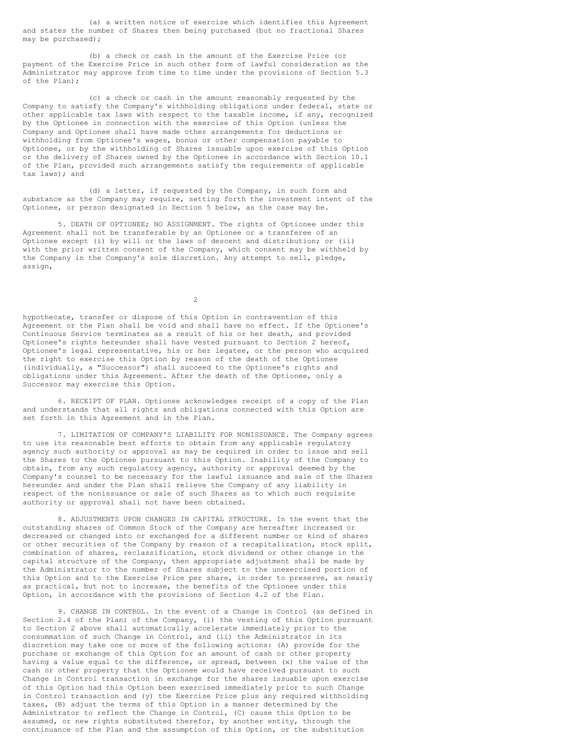(a) a written notice of exercise which identifies this Agreement and states the number of Shares then being purchased (but no fractional Shares may be purchased);

(b) a check or cash in the amount of the Exercise Price (or payment of the Exercise Price in such other form of lawful consideration as the Administrator may approve from time to time under the provisions of Section 5.3 of the Plan);

(c) a check or cash in the amount reasonably requested by the Company to satisfy the Company's withholding obligations under federal, state or other applicable tax laws with respect to the taxable income, if any, recognized by the Optionee in connection with the exercise of this Option (unless the Company and Optionee shall have made other arrangements for deductions or withholding from Optionee's wages, bonus or other compensation payable to Optionee, or by the withholding of Shares issuable upon exercise of this Option or the delivery of Shares owned by the Optionee in accordance with Section 10.1 of the Plan, provided such arrangements satisfy the requirements of applicable tax laws); and

(d) a letter, if requested by the Company, in such form and substance as the Company may require, setting forth the investment intent of the Optionee, or person designated in Section 5 below, as the case may be.

5. DEATH OF OPTIONEE; NO ASSIGNMENT. The rights of Optionee under this Agreement shall not be transferable by an Optionee or a transferee of an Optionee except (i) by will or the laws of descent and distribution; or (ii) with the prior written consent of the Company, which consent may be withheld by the Company in the Company's sole discretion. Any attempt to sell, pledge, assign, hypothecate, transfer or dispose of this Option in contravention of this Agreement or the Plan shall be void and shall have no effect. If the Optionee's Continuous Service terminates as a result of his or her death, and provided Optionee's rights hereunder shall have vested pursuant to Section 2 hereof, Optionee's legal representative, his or her legatee, or the person who acquired the right to exercise this Option by reason of the death of the Optionee (individually, a "Successor") shall succeed to the Optionee's rights and obligations under this Agreement. After the death of the Optionee, only a Successor may exercise this Option.

6. RECEIPT OF PLAN. Optionee acknowledges receipt of a copy of the Plan and understands that all rights and obligations connected with this Option are set forth in this Agreement and in the Plan.

7. LIMITATION OF COMPANY'S LIABILITY FOR NONISSUANCE. The Company agrees to use its reasonable best efforts to obtain from any applicable regulatory agency such authority or approval as may be required in order to issue and sell the Shares to the Optionee pursuant to this Option. Inability of the Company to obtain, from any such regulatory agency, authority or approval deemed by the Company's counsel to be necessary for the lawful issuance and sale of the Shares hereunder and under the Plan shall relieve the Company of any liability in respect of the nonissuance or sale of such Shares as to which such requisite authority or approval shall not have been obtained.

8. ADJUSTMENTS UPON CHANGES IN CAPITAL STRUCTURE. In the event that the outstanding shares of Common Stock of the Company are hereafter increased or decreased or changed into or exchanged for a different number or kind of shares or other securities of the Company by reason of a recapitalization, stock split, combination of shares, reclassification, stock dividend or other change in the capital structure of the Company, then appropriate adjustment shall be made by the Administrator to the number of Shares subject to the unexercised portion of this Option and to the Exercise Price per share, in order to preserve, as nearly as practical, but not to increase, the benefits of the Optionee under this Option, in accordance with the provisions of Section 4.2 of the Plan.

9. CHANGE IN CONTROL. In the event of a Change in Control (as defined in Section 2.4 of the Plan) of the Company, (i) the vesting of this Option pursuant to Section 2 above shall automatically accelerate immediately prior to the consummation of such Change in Control, and (ii) the Administrator in its discretion may take one or more of the following actions: (A) provide for the purchase or exchange of this Option for an amount of cash or other property having a value equal to the difference, or spread, between (x) the value of the cash or other property that the Optionee would have received pursuant to such Change in Control transaction in exchange for the shares issuable upon exercise of this Option had this Option been exercised immediately prior to such Change in Control transaction and (y) the Exercise Price plus any required withholding taxes, (B) adjust the terms of this Option in a manner determined by the Administrator to reflect the Change in Control, (C) cause this Option to be assumed, or new rights substituted therefor, by another entity, through the continuance of the Plan and the assumption of this Option, or the substitution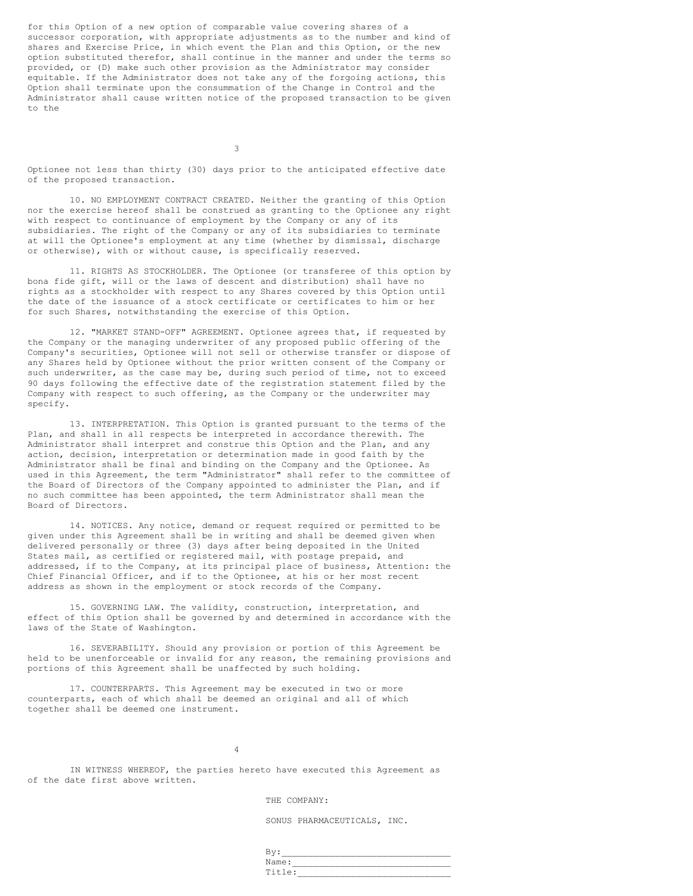for this Option of a new option of comparable value covering shares of a successor corporation, with appropriate adjustments as to the number and kind of shares and Exercise Price, in which event the Plan and this Option, or the new option substituted therefor, shall continue in the manner and under the terms so provided, or (D) make such other provision as the Administrator may consider equitable. If the Administrator does not take any of the forgoing actions, this Option shall terminate upon the consummation of the Change in Control and the Administrator shall cause written notice of the proposed transaction to be given to the Optionee not less than thirty (30) days prior to the anticipated effective date of the proposed transaction.

10. NO EMPLOYMENT CONTRACT CREATED. Neither the granting of this Option nor the exercise hereof shall be construed as granting to the Optionee any right with respect to continuance of employment by the Company or any of its subsidiaries. The right of the Company or any of its subsidiaries to terminate at will the Optionee's employment at any time (whether by dismissal, discharge or otherwise), with or without cause, is specifically reserved.

11. RIGHTS AS STOCKHOLDER. The Optionee (or transferee of this option by bona fide gift, will or the laws of descent and distribution) shall have no rights as a stockholder with respect to any Shares covered by this Option until the date of the issuance of a stock certificate or certificates to him or her for such Shares, notwithstanding the exercise of this Option.

12. "MARKET STAND-OFF" AGREEMENT. Optionee agrees that, if requested by the Company or the managing underwriter of any proposed public offering of the Company's securities, Optionee will not sell or otherwise transfer or dispose of any Shares held by Optionee without the prior written consent of the Company or such underwriter, as the case may be, during such period of time, not to exceed 90 days following the effective date of the registration statement filed by the Company with respect to such offering, as the Company or the underwriter may specify.

13. INTERPRETATION. This Option is granted pursuant to the terms of the Plan, and shall in all respects be interpreted in accordance therewith. The Administrator shall interpret and construe this Option and the Plan, and any action, decision, interpretation or determination made in good faith by the Administrator shall be final and binding on the Company and the Optionee. As used in this Agreement, the term "Administrator" shall refer to the committee of the Board of Directors of the Company appointed to administer the Plan, and if no such committee has been appointed, the term Administrator shall mean the Board of Directors.

14. NOTICES. Any notice, demand or request required or permitted to be given under this Agreement shall be in writing and shall be deemed given when delivered personally or three (3) days after being deposited in the United States mail, as certified or registered mail, with postage prepaid, and addressed, if to the Company, at its principal place of business, Attention: the Chief Financial Officer, and if to the Optionee, at his or her most recent address as shown in the employment or stock records of the Company.

15. GOVERNING LAW. The validity, construction, interpretation, and effect of this Option shall be governed by and determined in accordance with the laws of the State of Washington.

16. SEVERABILITY. Should any provision or portion of this Agreement be held to be unenforceable or invalid for any reason, the remaining provisions and portions of this Agreement shall be unaffected by such holding.

17. COUNTERPARTS. This Agreement may be executed in two or more counterparts, each of which shall be deemed an original and all of which together shall be deemed one instrument.

IN WITNESS WHEREOF, the parties hereto have executed this Agreement as of the date first above written.

THE COMPANY:

SONUS PHARMACEUTICALS, INC.

By:_______________________________
Name:_____________________________
Title:____________________________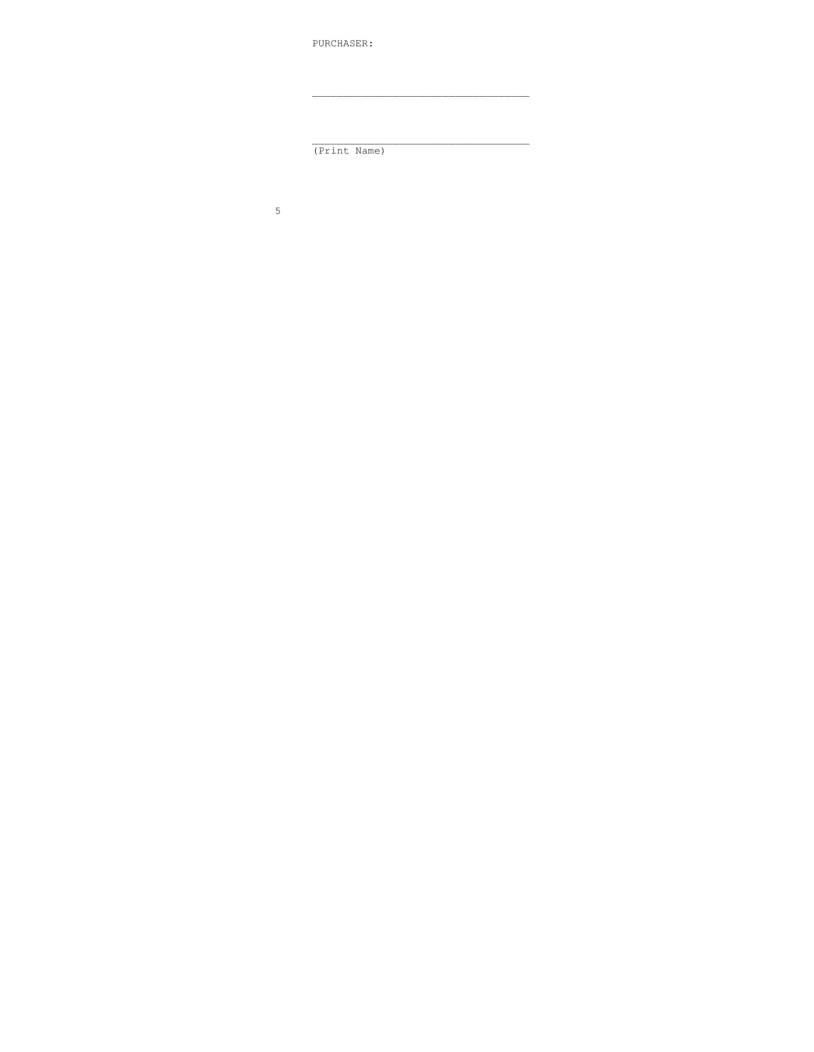PURCHASER:

_________________________________

_________________________________
(Print Name)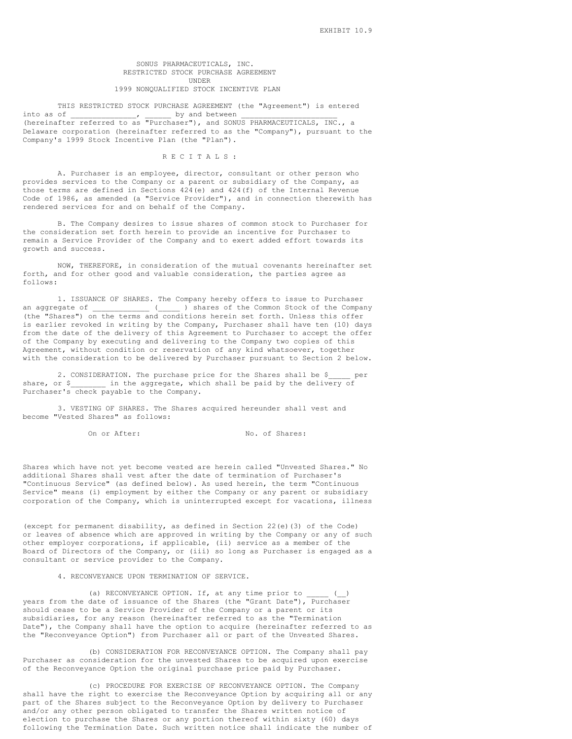EXHIBIT 10.9

SONUS PHARMACEUTICALS, INC.
RESTRICTED STOCK PURCHASE AGREEMENT
UNDER
1999 NONQUALIFIED STOCK INCENTIVE PLAN

THIS RESTRICTED STOCK PURCHASE AGREEMENT (the "Agreement") is entered into as of _______________, ______ by and between ______________________ (hereinafter referred to as "Purchaser"), and SONUS PHARMACEUTICALS, INC., a Delaware corporation (hereinafter referred to as the "Company"), pursuant to the Company's 1999 Stock Incentive Plan (the "Plan").

R E C I T A L S :

A. Purchaser is an employee, director, consultant or other person who provides services to the Company or a parent or subsidiary of the Company, as those terms are defined in Sections 424(e) and 424(f) of the Internal Revenue Code of 1986, as amended (a "Service Provider"), and in connection therewith has rendered services for and on behalf of the Company.

B. The Company desires to issue shares of common stock to Purchaser for the consideration set forth herein to provide an incentive for Purchaser to remain a Service Provider of the Company and to exert added effort towards its growth and success.

NOW, THEREFORE, in consideration of the mutual covenants hereinafter set forth, and for other good and valuable consideration, the parties agree as follows:

1. ISSUANCE OF SHARES. The Company hereby offers to issue to Purchaser an aggregate of _____________ (_____ ) shares of the Common Stock of the Company (the "Shares") on the terms and conditions herein set forth. Unless this offer is earlier revoked in writing by the Company, Purchaser shall have ten (10) days from the date of the delivery of this Agreement to Purchaser to accept the offer of the Company by executing and delivering to the Company two copies of this Agreement, without condition or reservation of any kind whatsoever, together with the consideration to be delivered by Purchaser pursuant to Section 2 below.

2. CONSIDERATION. The purchase price for the Shares shall be $_____ per share, or $________ in the aggregate, which shall be paid by the delivery of Purchaser's check payable to the Company.

3. VESTING OF SHARES. The Shares acquired hereunder shall vest and become "Vested Shares" as follows:

| On or After: | No. of Shares: |
|---|---|
| | |

Shares which have not yet become vested are herein called "Unvested Shares." No additional Shares shall vest after the date of termination of Purchaser's "Continuous Service" (as defined below). As used herein, the term "Continuous Service" means (i) employment by either the Company or any parent or subsidiary corporation of the Company, which is uninterrupted except for vacations, illness (except for permanent disability, as defined in Section 22(e)(3) of the Code) or leaves of absence which are approved in writing by the Company or any of such other employer corporations, if applicable, (ii) service as a member of the Board of Directors of the Company, or (iii) so long as Purchaser is engaged as a consultant or service provider to the Company.

4. RECONVEYANCE UPON TERMINATION OF SERVICE.

(a) RECONVEYANCE OPTION. If, at any time prior to _____ (__) years from the date of issuance of the Shares (the "Grant Date"), Purchaser should cease to be a Service Provider of the Company or a parent or its subsidiaries, for any reason (hereinafter referred to as the "Termination Date"), the Company shall have the option to acquire (hereinafter referred to as the "Reconveyance Option") from Purchaser all or part of the Unvested Shares.

(b) CONSIDERATION FOR RECONVEYANCE OPTION. The Company shall pay Purchaser as consideration for the unvested Shares to be acquired upon exercise of the Reconveyance Option the original purchase price paid by Purchaser.

(c) PROCEDURE FOR EXERCISE OF RECONVEYANCE OPTION. The Company shall have the right to exercise the Reconveyance Option by acquiring all or any part of the Shares subject to the Reconveyance Option by delivery to Purchaser and/or any other person obligated to transfer the Shares written notice of election to purchase the Shares or any portion thereof within sixty (60) days following the Termination Date. Such written notice shall indicate the number of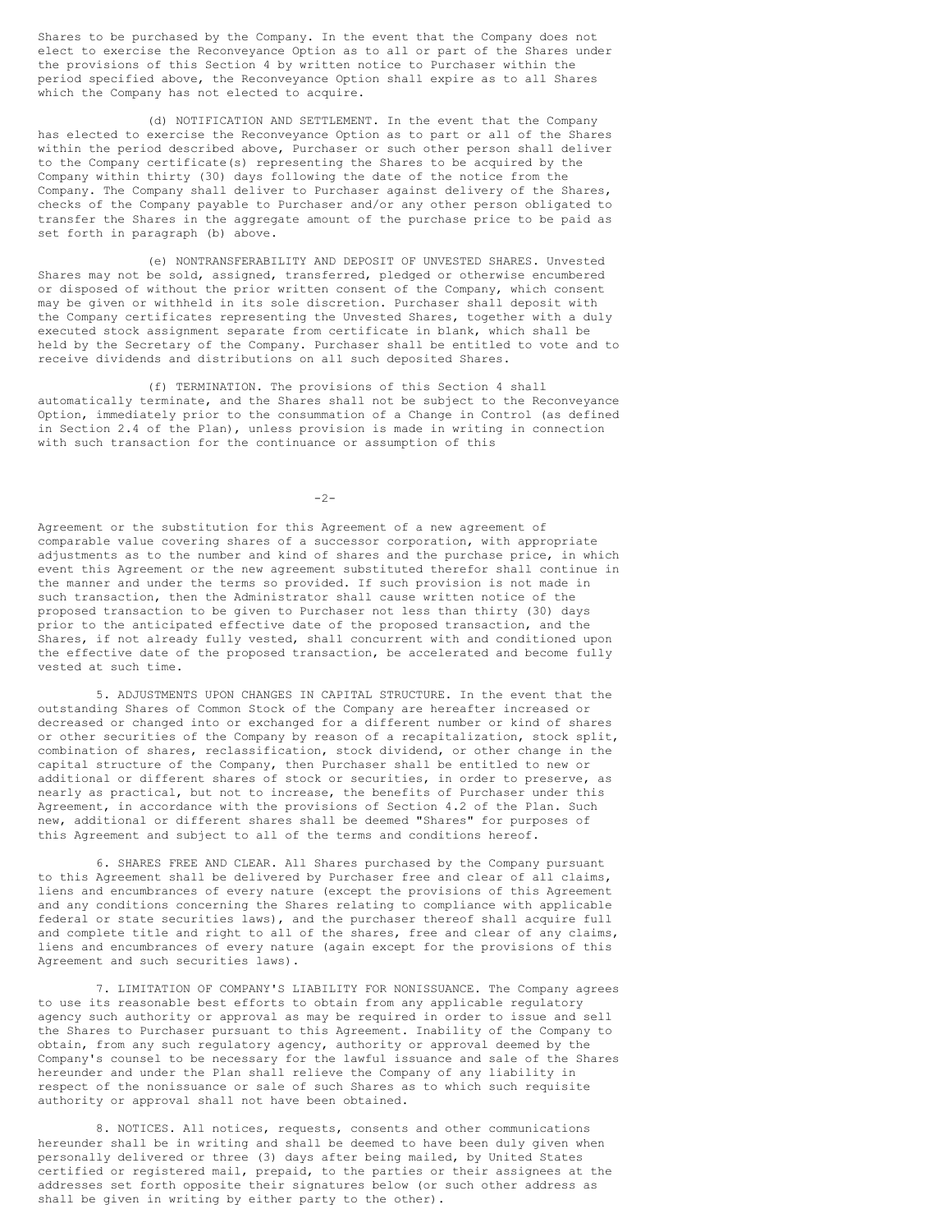Shares to be purchased by the Company. In the event that the Company does not elect to exercise the Reconveyance Option as to all or part of the Shares under the provisions of this Section 4 by written notice to Purchaser within the period specified above, the Reconveyance Option shall expire as to all Shares which the Company has not elected to acquire.

(d) NOTIFICATION AND SETTLEMENT. In the event that the Company has elected to exercise the Reconveyance Option as to part or all of the Shares within the period described above, Purchaser or such other person shall deliver to the Company certificate(s) representing the Shares to be acquired by the Company within thirty (30) days following the date of the notice from the Company. The Company shall deliver to Purchaser against delivery of the Shares, checks of the Company payable to Purchaser and/or any other person obligated to transfer the Shares in the aggregate amount of the purchase price to be paid as set forth in paragraph (b) above.

(e) NONTRANSFERABILITY AND DEPOSIT OF UNVESTED SHARES. Unvested Shares may not be sold, assigned, transferred, pledged or otherwise encumbered or disposed of without the prior written consent of the Company, which consent may be given or withheld in its sole discretion. Purchaser shall deposit with the Company certificates representing the Unvested Shares, together with a duly executed stock assignment separate from certificate in blank, which shall be held by the Secretary of the Company. Purchaser shall be entitled to vote and to receive dividends and distributions on all such deposited Shares.

(f) TERMINATION. The provisions of this Section 4 shall automatically terminate, and the Shares shall not be subject to the Reconveyance Option, immediately prior to the consummation of a Change in Control (as defined in Section 2.4 of the Plan), unless provision is made in writing in connection with such transaction for the continuance or assumption of this Agreement or the substitution for this Agreement of a new agreement of comparable value covering shares of a successor corporation, with appropriate adjustments as to the number and kind of shares and the purchase price, in which event this Agreement or the new agreement substituted therefor shall continue in the manner and under the terms so provided. If such provision is not made in such transaction, then the Administrator shall cause written notice of the proposed transaction to be given to Purchaser not less than thirty (30) days prior to the anticipated effective date of the proposed transaction, and the Shares, if not already fully vested, shall concurrent with and conditioned upon the effective date of the proposed transaction, be accelerated and become fully vested at such time.

5. ADJUSTMENTS UPON CHANGES IN CAPITAL STRUCTURE. In the event that the outstanding Shares of Common Stock of the Company are hereafter increased or decreased or changed into or exchanged for a different number or kind of shares or other securities of the Company by reason of a recapitalization, stock split, combination of shares, reclassification, stock dividend, or other change in the capital structure of the Company, then Purchaser shall be entitled to new or additional or different shares of stock or securities, in order to preserve, as nearly as practical, but not to increase, the benefits of Purchaser under this Agreement, in accordance with the provisions of Section 4.2 of the Plan. Such new, additional or different shares shall be deemed "Shares" for purposes of this Agreement and subject to all of the terms and conditions hereof.

6. SHARES FREE AND CLEAR. All Shares purchased by the Company pursuant to this Agreement shall be delivered by Purchaser free and clear of all claims, liens and encumbrances of every nature (except the provisions of this Agreement and any conditions concerning the Shares relating to compliance with applicable federal or state securities laws), and the purchaser thereof shall acquire full and complete title and right to all of the shares, free and clear of any claims, liens and encumbrances of every nature (again except for the provisions of this Agreement and such securities laws).

7. LIMITATION OF COMPANY'S LIABILITY FOR NONISSUANCE. The Company agrees to use its reasonable best efforts to obtain from any applicable regulatory agency such authority or approval as may be required in order to issue and sell the Shares to Purchaser pursuant to this Agreement. Inability of the Company to obtain, from any such regulatory agency, authority or approval deemed by the Company's counsel to be necessary for the lawful issuance and sale of the Shares hereunder and under the Plan shall relieve the Company of any liability in respect of the nonissuance or sale of such Shares as to which such requisite authority or approval shall not have been obtained.

8. NOTICES. All notices, requests, consents and other communications hereunder shall be in writing and shall be deemed to have been duly given when personally delivered or three (3) days after being mailed, by United States certified or registered mail, prepaid, to the parties or their assignees at the addresses set forth opposite their signatures below (or such other address as shall be given in writing by either party to the other).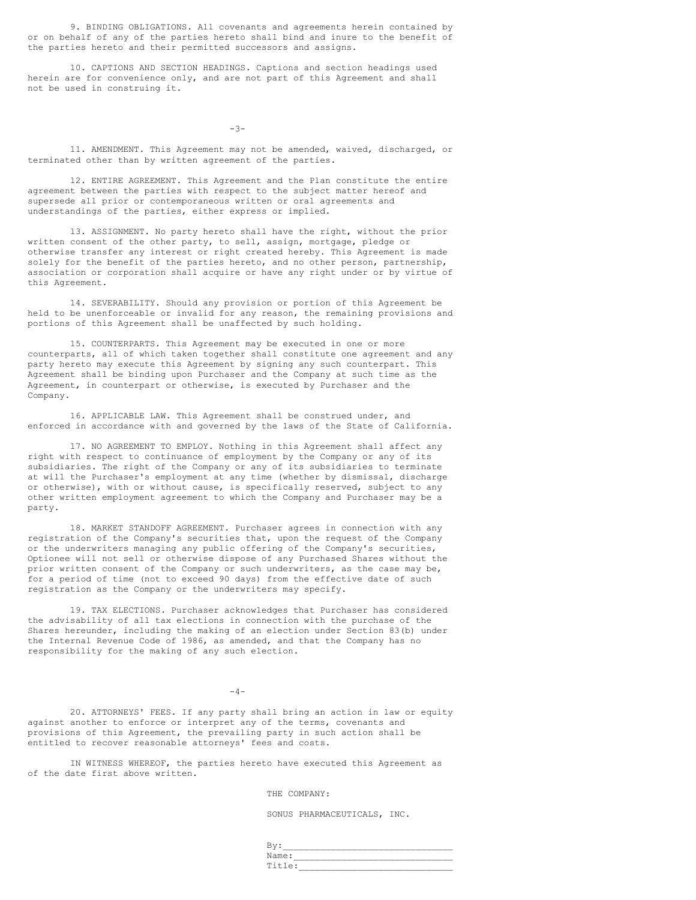9. BINDING OBLIGATIONS. All covenants and agreements herein contained by or on behalf of any of the parties hereto shall bind and inure to the benefit of the parties hereto and their permitted successors and assigns.

10. CAPTIONS AND SECTION HEADINGS. Captions and section headings used herein are for convenience only, and are not part of this Agreement and shall not be used in construing it.

11. AMENDMENT. This Agreement may not be amended, waived, discharged, or terminated other than by written agreement of the parties.

12. ENTIRE AGREEMENT. This Agreement and the Plan constitute the entire agreement between the parties with respect to the subject matter hereof and supersede all prior or contemporaneous written or oral agreements and understandings of the parties, either express or implied.

13. ASSIGNMENT. No party hereto shall have the right, without the prior written consent of the other party, to sell, assign, mortgage, pledge or otherwise transfer any interest or right created hereby. This Agreement is made solely for the benefit of the parties hereto, and no other person, partnership, association or corporation shall acquire or have any right under or by virtue of this Agreement.

14. SEVERABILITY. Should any provision or portion of this Agreement be held to be unenforceable or invalid for any reason, the remaining provisions and portions of this Agreement shall be unaffected by such holding.

15. COUNTERPARTS. This Agreement may be executed in one or more counterparts, all of which taken together shall constitute one agreement and any party hereto may execute this Agreement by signing any such counterpart. This Agreement shall be binding upon Purchaser and the Company at such time as the Agreement, in counterpart or otherwise, is executed by Purchaser and the Company.

16. APPLICABLE LAW. This Agreement shall be construed under, and enforced in accordance with and governed by the laws of the State of California.

17. NO AGREEMENT TO EMPLOY. Nothing in this Agreement shall affect any right with respect to continuance of employment by the Company or any of its subsidiaries. The right of the Company or any of its subsidiaries to terminate at will the Purchaser's employment at any time (whether by dismissal, discharge or otherwise), with or without cause, is specifically reserved, subject to any other written employment agreement to which the Company and Purchaser may be a party.

18. MARKET STANDOFF AGREEMENT. Purchaser agrees in connection with any registration of the Company's securities that, upon the request of the Company or the underwriters managing any public offering of the Company's securities, Optionee will not sell or otherwise dispose of any Purchased Shares without the prior written consent of the Company or such underwriters, as the case may be, for a period of time (not to exceed 90 days) from the effective date of such registration as the Company or the underwriters may specify.

19. TAX ELECTIONS. Purchaser acknowledges that Purchaser has considered the advisability of all tax elections in connection with the purchase of the Shares hereunder, including the making of an election under Section 83(b) under the Internal Revenue Code of 1986, as amended, and that the Company has no responsibility for the making of any such election.

20. ATTORNEYS' FEES. If any party shall bring an action in law or equity against another to enforce or interpret any of the terms, covenants and provisions of this Agreement, the prevailing party in such action shall be entitled to recover reasonable attorneys' fees and costs.

IN WITNESS WHEREOF, the parties hereto have executed this Agreement as of the date first above written.

THE COMPANY:

SONUS PHARMACEUTICALS, INC.

By:______________________________
Name:____________________________
Title:___________________________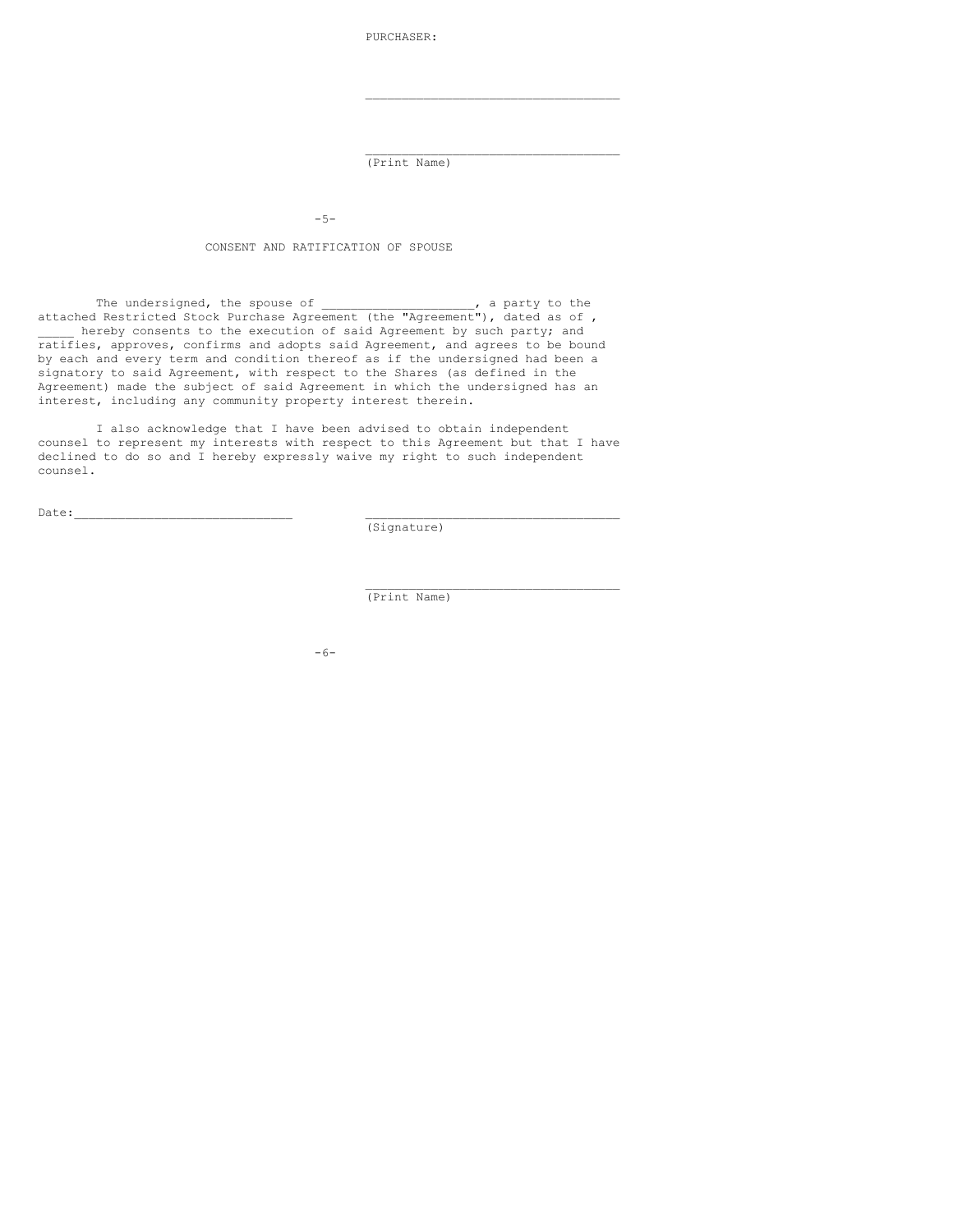PURCHASER:

\_\_\_\_\_\_\_\_\_\_\_\_\_\_\_\_\_\_\_\_\_\_\_\_\_\_\_\_\_\_\_\_\_\_\_

\_\_\_\_\_\_\_\_\_\_\_\_\_\_\_\_\_\_\_\_\_\_\_\_\_\_\_\_\_\_\_\_\_\_\_
(Print Name)

## CONSENT AND RATIFICATION OF SPOUSE

The undersigned, the spouse of \_\_\_\_\_\_\_\_\_\_\_\_\_\_\_\_\_\_\_\_, a party to the attached Restricted Stock Purchase Agreement (the "Agreement"), dated as of , \_\_\_\_\_ hereby consents to the execution of said Agreement by such party; and ratifies, approves, confirms and adopts said Agreement, and agrees to be bound by each and every term and condition thereof as if the undersigned had been a signatory to said Agreement, with respect to the Shares (as defined in the Agreement) made the subject of said Agreement in which the undersigned has an interest, including any community property interest therein.

I also acknowledge that I have been advised to obtain independent counsel to represent my interests with respect to this Agreement but that I have declined to do so and I hereby expressly waive my right to such independent counsel.

Date:\_\_\_\_\_\_\_\_\_\_\_\_\_\_\_\_\_\_\_\_\_\_\_\_\_\_\_\_\_\_

\_\_\_\_\_\_\_\_\_\_\_\_\_\_\_\_\_\_\_\_\_\_\_\_\_\_\_\_\_\_\_\_\_\_\_
(Signature)

\_\_\_\_\_\_\_\_\_\_\_\_\_\_\_\_\_\_\_\_\_\_\_\_\_\_\_\_\_\_\_\_\_\_\_
(Print Name)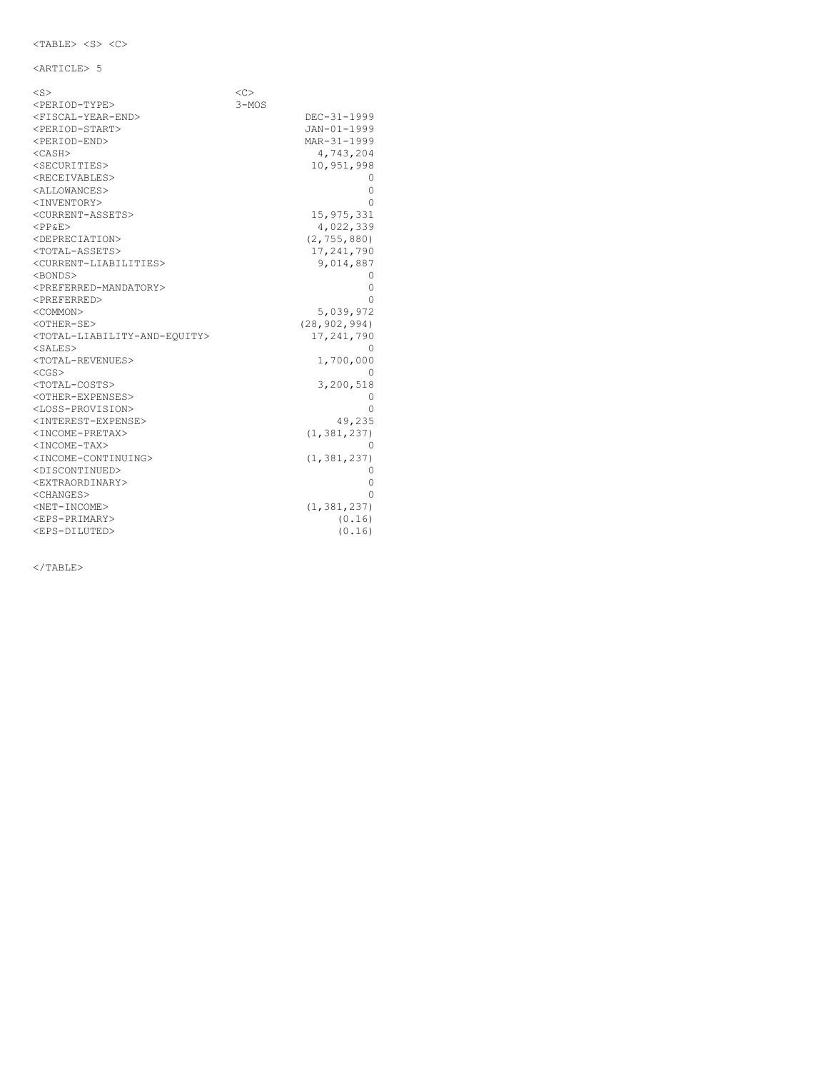```
<TABLE> <S> <C>

<ARTICLE> 5

<S>                             <C>
<PERIOD-TYPE>                   3-MOS
<FISCAL-YEAR-END>                          DEC-31-1999
<PERIOD-START>                             JAN-01-1999
<PERIOD-END>                               MAR-31-1999
<CASH>                                       4,743,204
<SECURITIES>                                10,951,998
<RECEIVABLES>                                        0
<ALLOWANCES>                                         0
<INVENTORY>                                          0
<CURRENT-ASSETS>                            15,975,331
<PP&E>                                       4,022,339
<DEPRECIATION>                             (2,755,880)
<TOTAL-ASSETS>                              17,241,790
<CURRENT-LIABILITIES>                        9,014,887
<BONDS>                                              0
<PREFERRED-MANDATORY>                                0
<PREFERRED>                                          0
<COMMON>                                     5,039,972
<OTHER-SE>                                (28,902,994)
<TOTAL-LIABILITY-AND-EQUITY>                17,241,790
<SALES>                                              0
<TOTAL-REVENUES>                             1,700,000
<CGS>                                                0
<TOTAL-COSTS>                                3,200,518
<OTHER-EXPENSES>                                     0
<LOSS-PROVISION>                                     0
<INTEREST-EXPENSE>                              49,235
<INCOME-PRETAX>                            (1,381,237)
<INCOME-TAX>                                         0
<INCOME-CONTINUING>                        (1,381,237)
<DISCONTINUED>                                       0
<EXTRAORDINARY>                                      0
<CHANGES>                                            0
<NET-INCOME>                               (1,381,237)
<EPS-PRIMARY>                                   (0.16)
<EPS-DILUTED>                                   (0.16)

</TABLE>
```